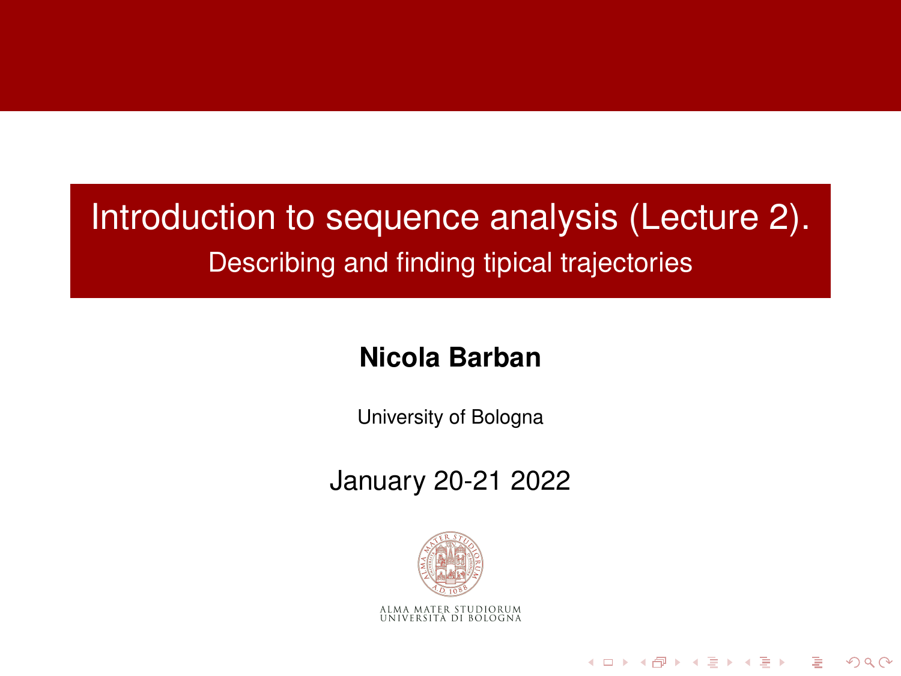# Introduction to sequence analysis (Lecture 2).

## Describing and finding tipical trajectories

**Nicola Barban**

University of Bologna

January 20-21 2022

ALMA MATER STUDIORUM
UNIVERSITÀ DI BOLOGNA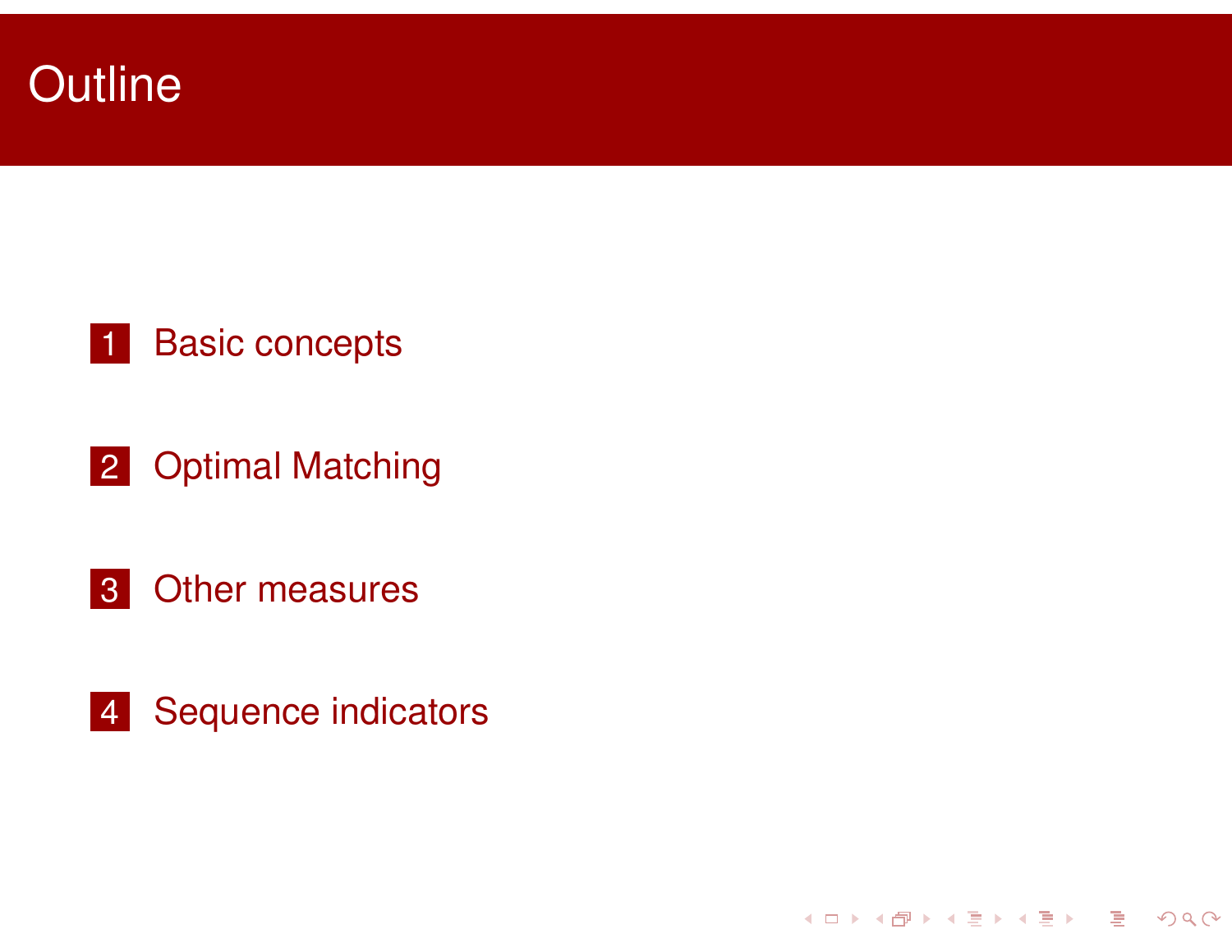# Outline

1. Basic concepts
2. Optimal Matching
3. Other measures
4. Sequence indicators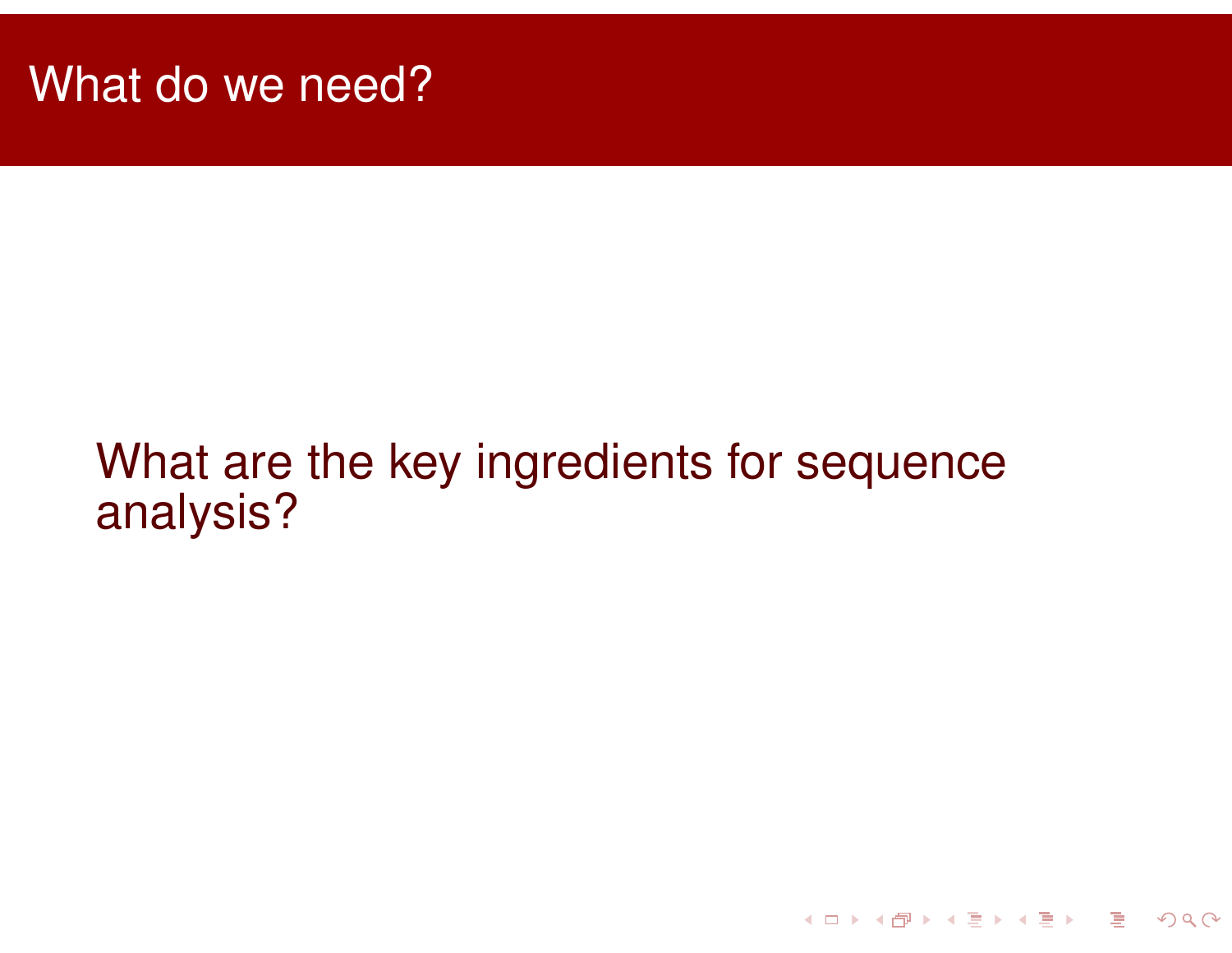# What do we need?

What are the key ingredients for sequence analysis?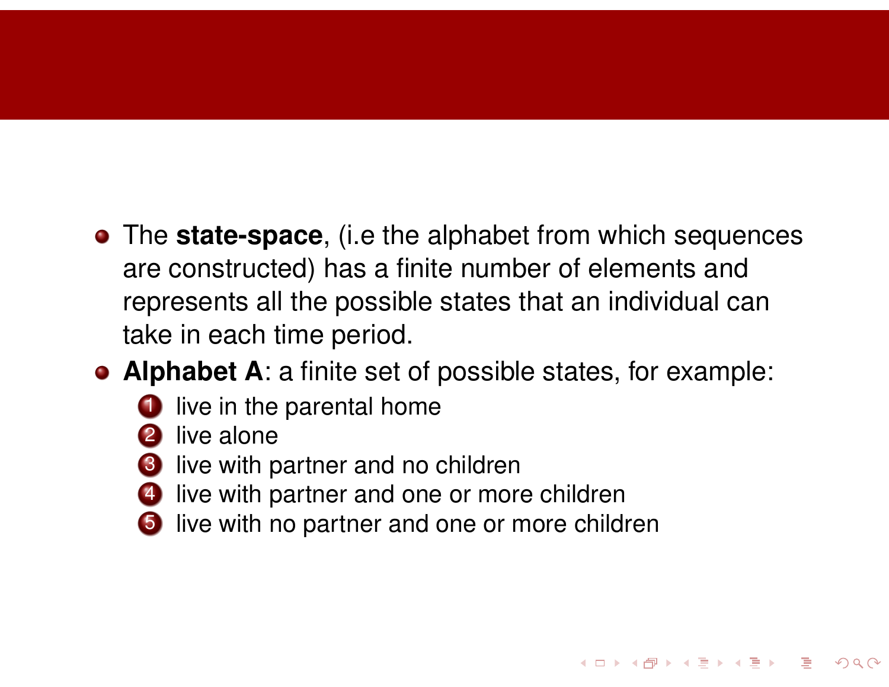- The **state-space**, (i.e the alphabet from which sequences are constructed) has a finite number of elements and represents all the possible states that an individual can take in each time period.
- **Alphabet A**: a finite set of possible states, for example:
  1. live in the parental home
  2. live alone
  3. live with partner and no children
  4. live with partner and one or more children
  5. live with no partner and one or more children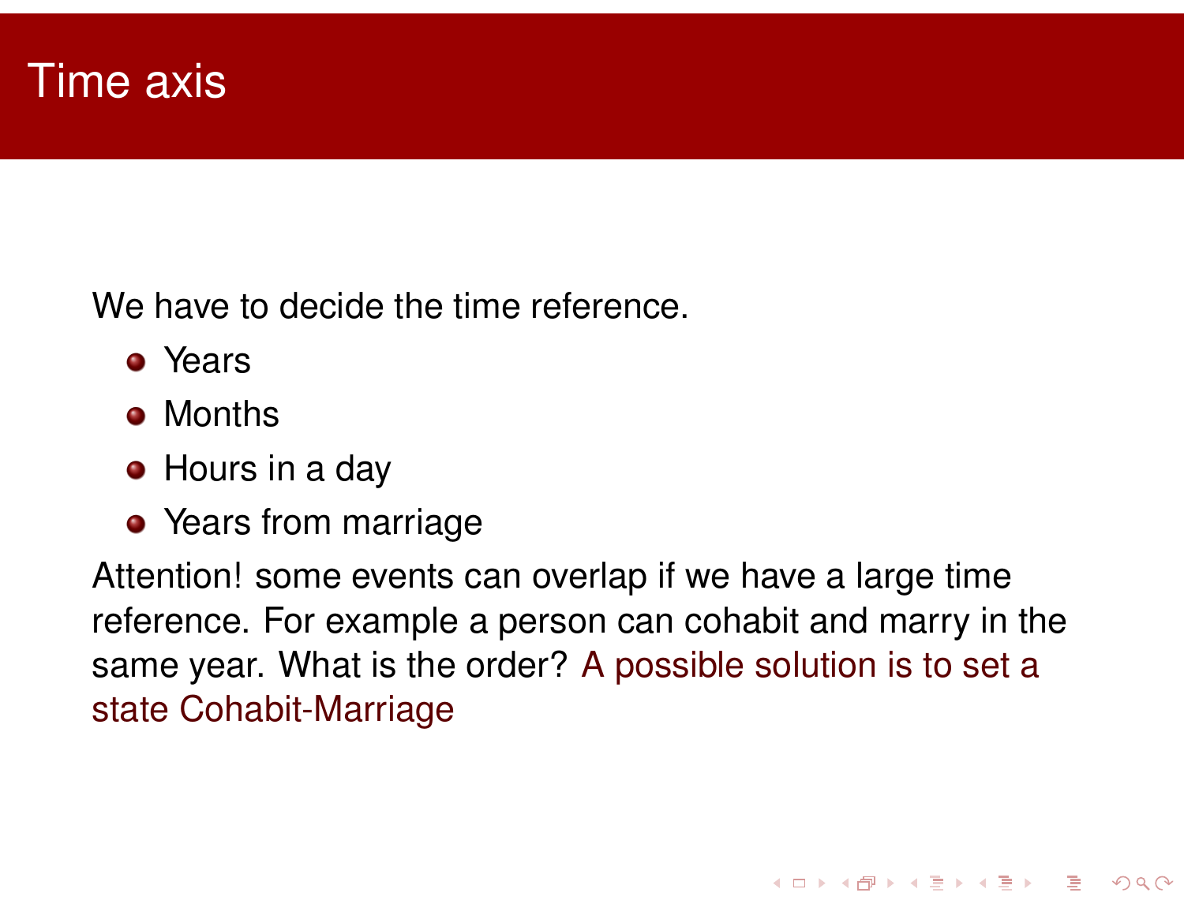# Time axis

We have to decide the time reference.

- Years
- Months
- Hours in a day
- Years from marriage

Attention! some events can overlap if we have a large time reference. For example a person can cohabit and marry in the same year. What is the order? A possible solution is to set a state Cohabit-Marriage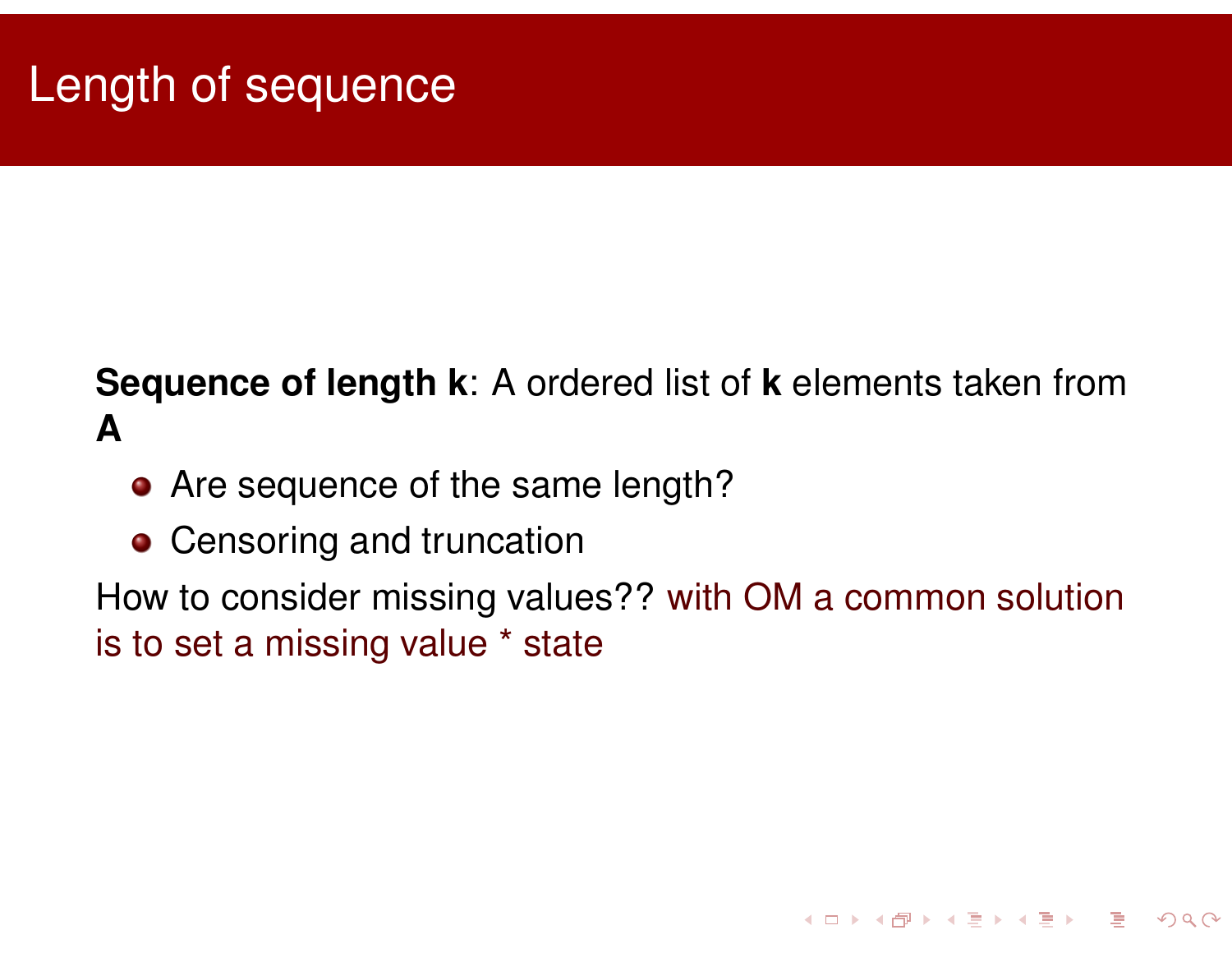# Length of sequence

**Sequence of length k**: A ordered list of **k** elements taken from **A**

- Are sequence of the same length?
- Censoring and truncation

How to consider missing values?? with OM a common solution is to set a missing value * state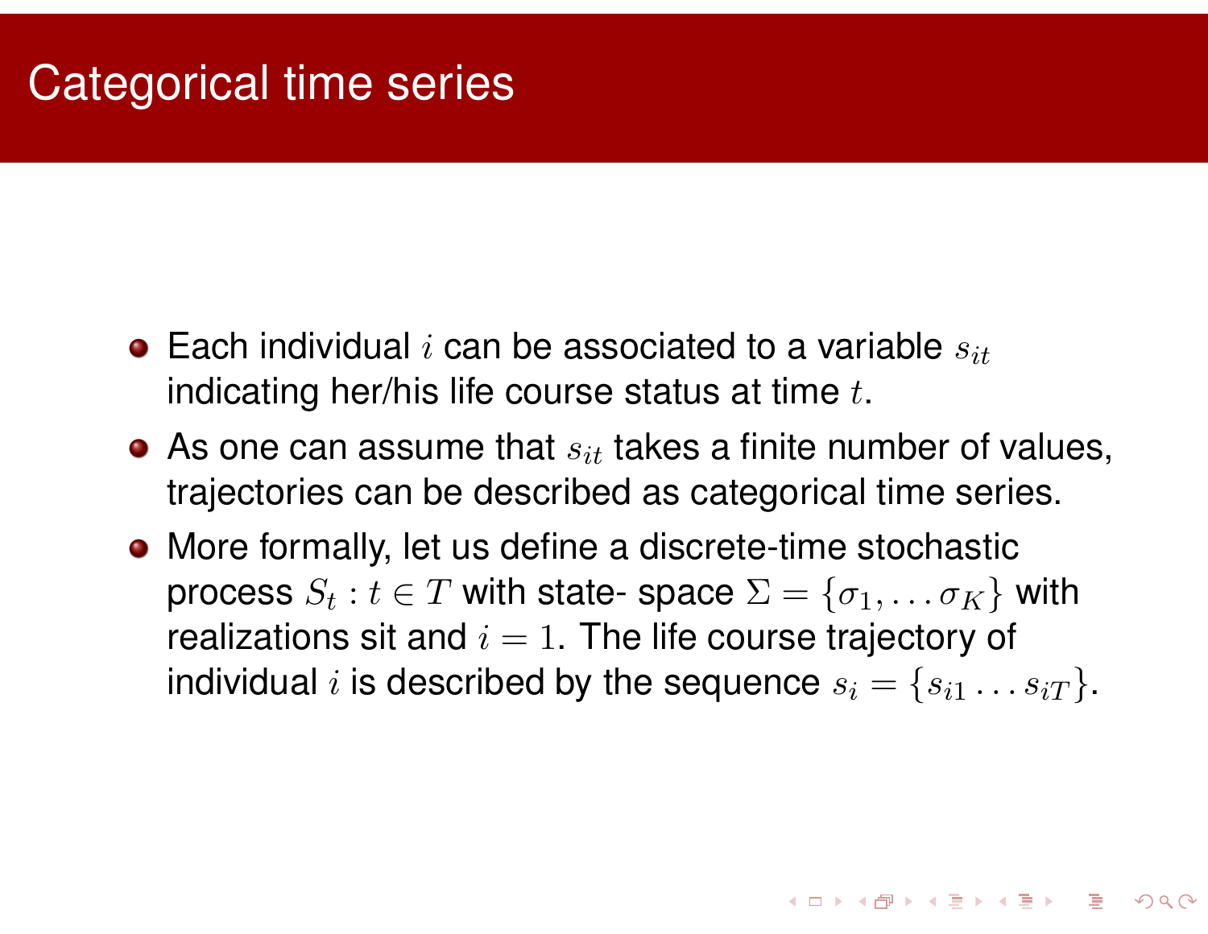# Categorical time series

- Each individual $i$ can be associated to a variable $s_{it}$ indicating her/his life course status at time $t$.
- As one can assume that $s_{it}$ takes a finite number of values, trajectories can be described as categorical time series.
- More formally, let us define a discrete-time stochastic process $S_t : t \in T$ with state- space $\Sigma = \{\sigma_1, \ldots \sigma_K\}$ with realizations sit and $i = 1$. The life course trajectory of individual $i$ is described by the sequence $s_i = \{s_{i1} \ldots s_{iT}\}$.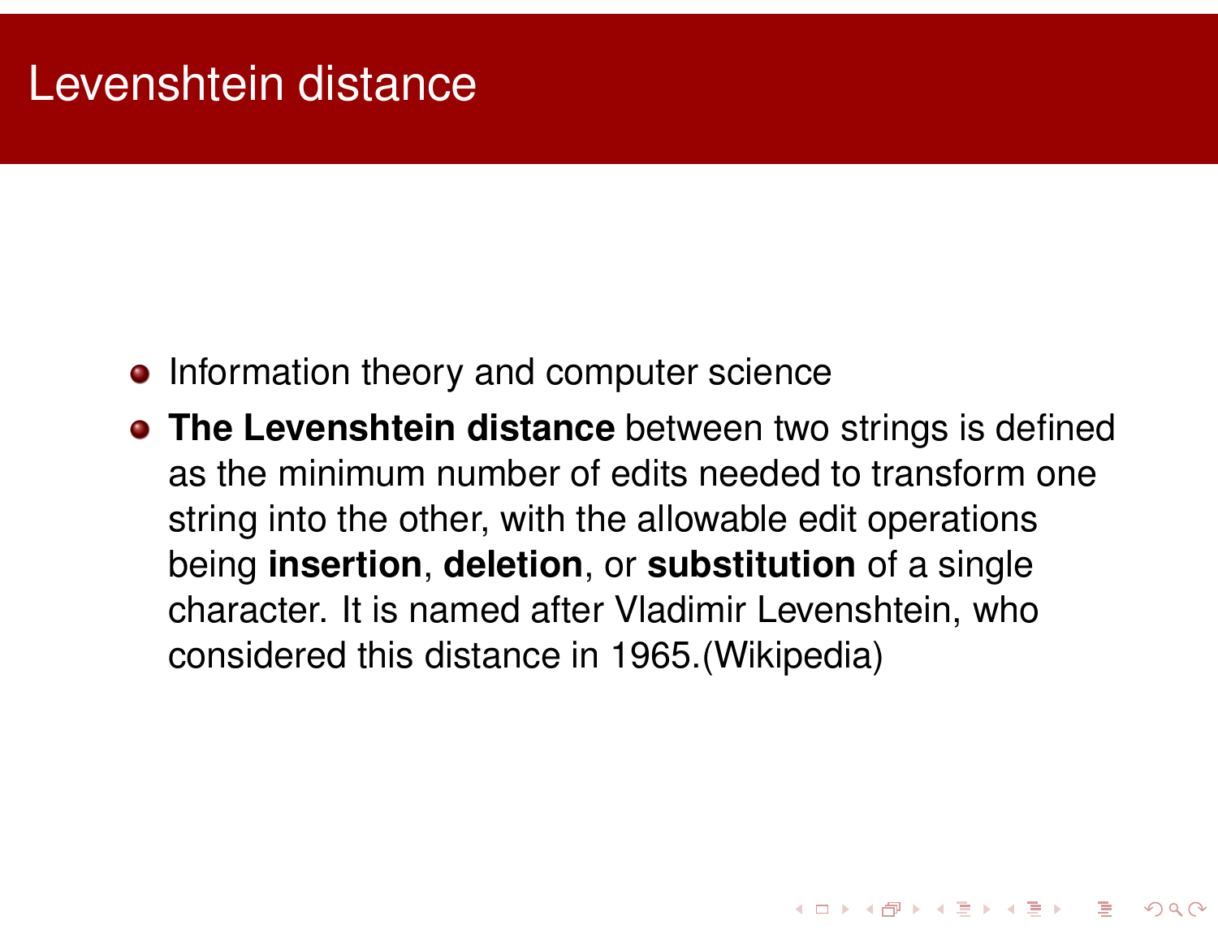# Levenshtein distance

- Information theory and computer science
- **The Levenshtein distance** between two strings is defined as the minimum number of edits needed to transform one string into the other, with the allowable edit operations being **insertion**, **deletion**, or **substitution** of a single character. It is named after Vladimir Levenshtein, who considered this distance in 1965.(Wikipedia)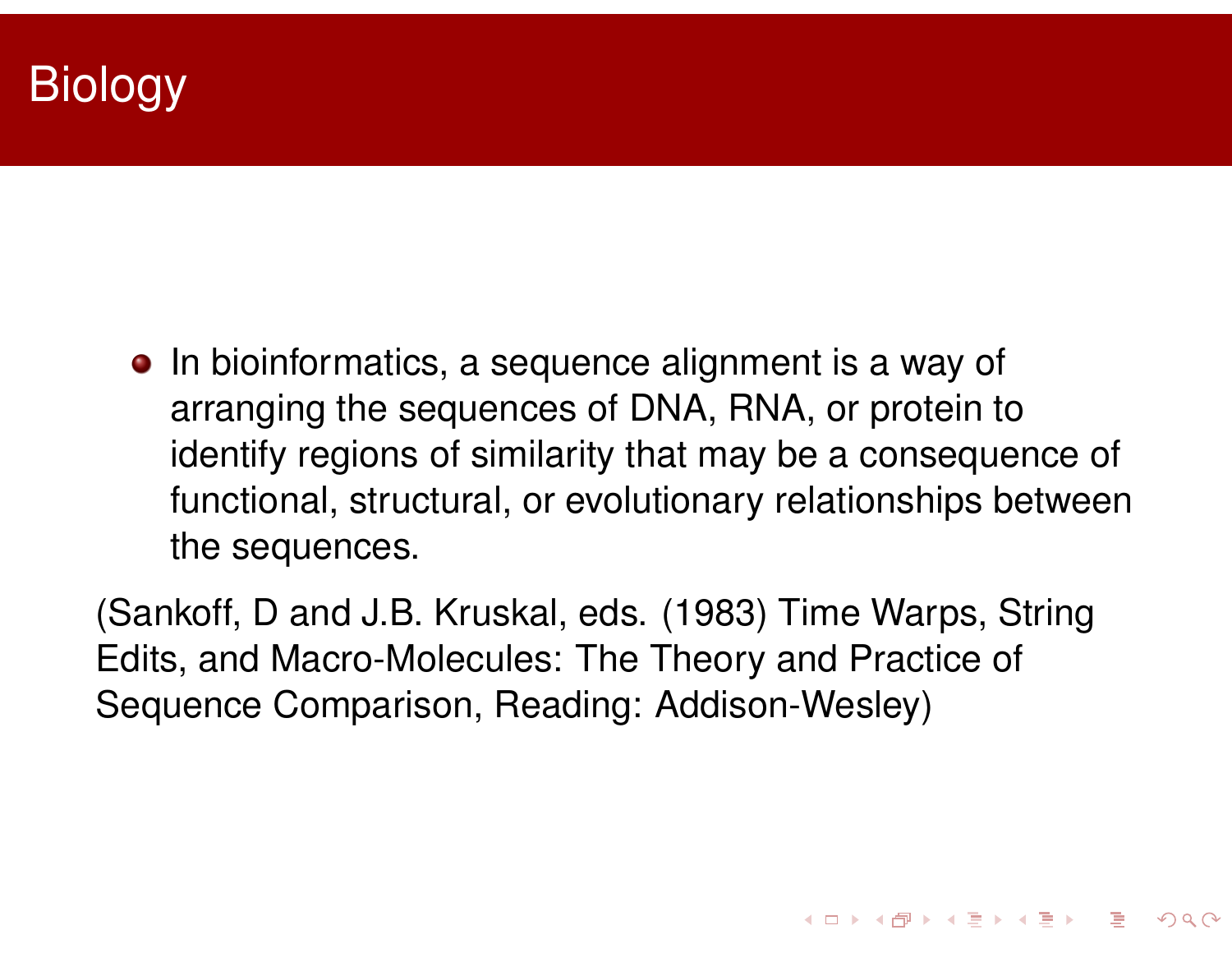# Biology

- In bioinformatics, a sequence alignment is a way of arranging the sequences of DNA, RNA, or protein to identify regions of similarity that may be a consequence of functional, structural, or evolutionary relationships between the sequences.

(Sankoff, D and J.B. Kruskal, eds. (1983) Time Warps, String Edits, and Macro-Molecules: The Theory and Practice of Sequence Comparison, Reading: Addison-Wesley)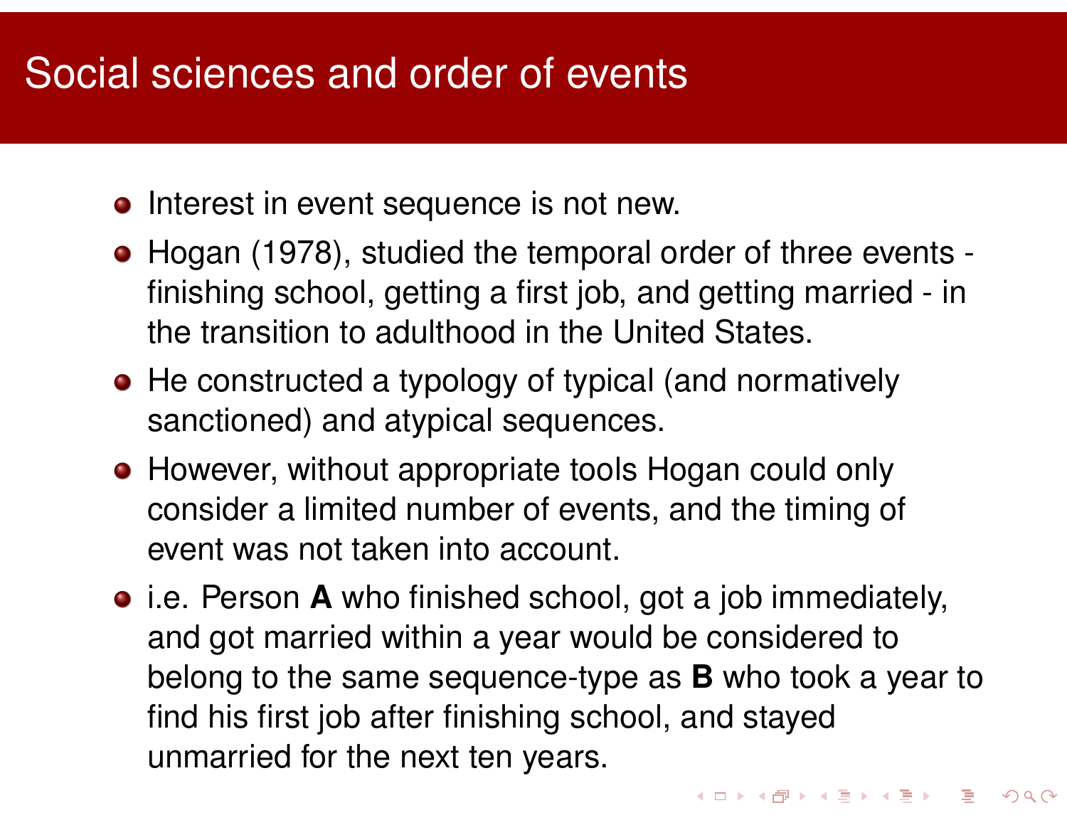# Social sciences and order of events

- Interest in event sequence is not new.
- Hogan (1978), studied the temporal order of three events - finishing school, getting a first job, and getting married - in the transition to adulthood in the United States.
- He constructed a typology of typical (and normatively sanctioned) and atypical sequences.
- However, without appropriate tools Hogan could only consider a limited number of events, and the timing of event was not taken into account.
- i.e. Person **A** who finished school, got a job immediately, and got married within a year would be considered to belong to the same sequence-type as **B** who took a year to find his first job after finishing school, and stayed unmarried for the next ten years.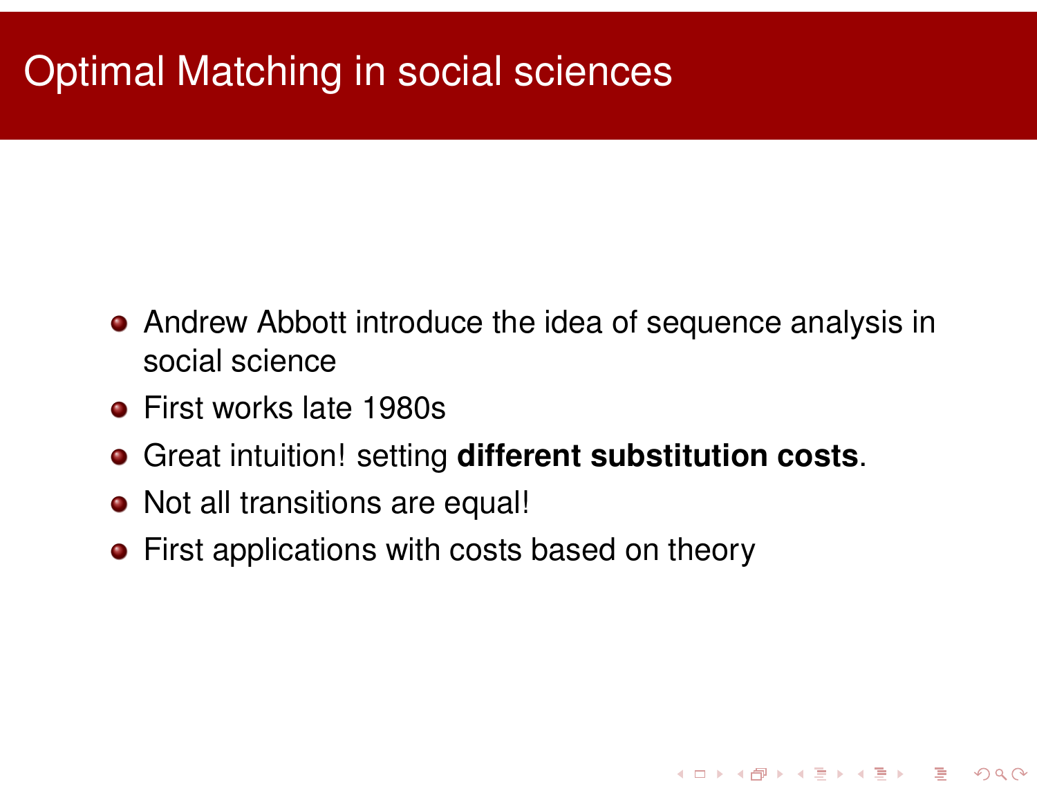# Optimal Matching in social sciences

- Andrew Abbott introduce the idea of sequence analysis in social science
- First works late 1980s
- Great intuition! setting **different substitution costs**.
- Not all transitions are equal!
- First applications with costs based on theory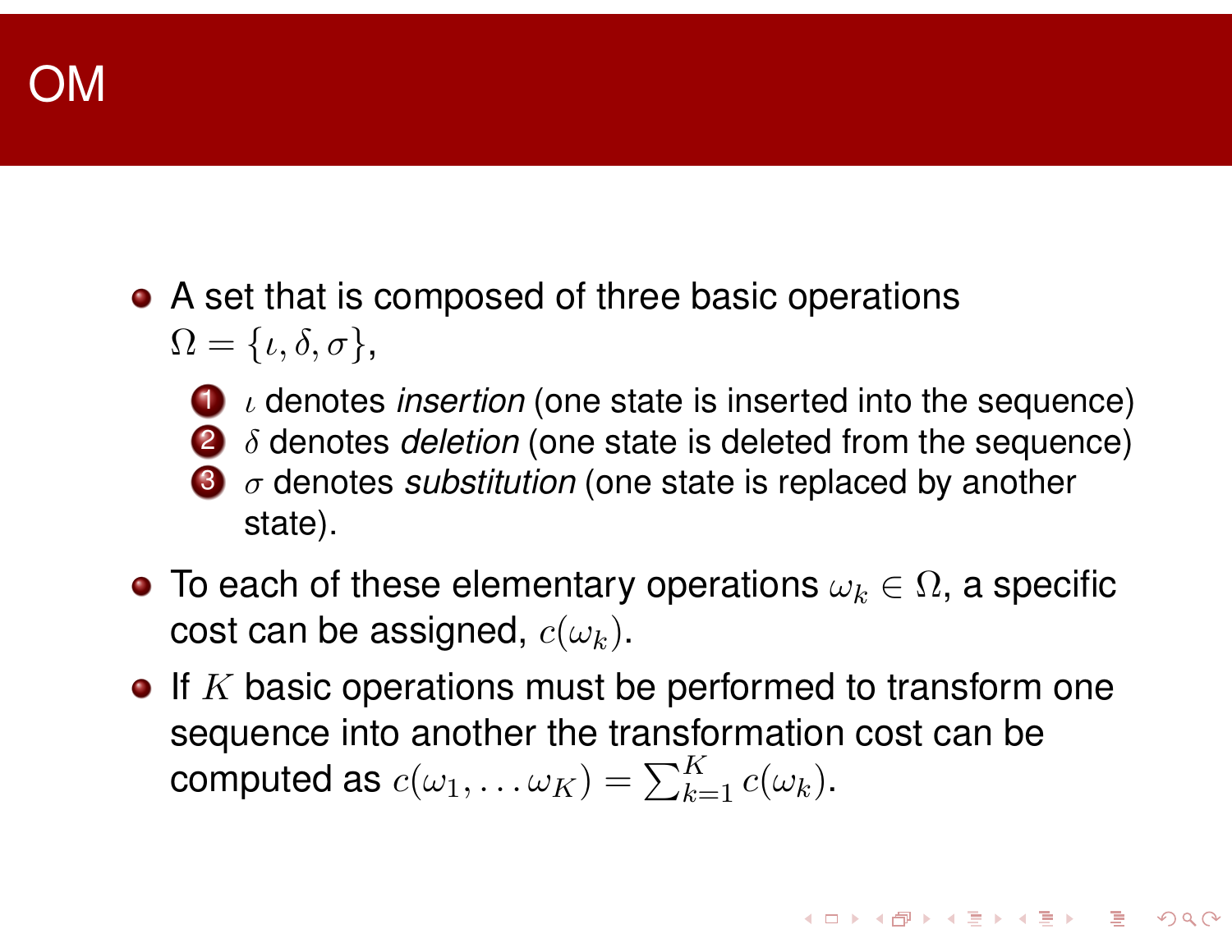# OM

- A set that is composed of three basic operations $\Omega = \{\iota, \delta, \sigma\}$,
  1. $\iota$ denotes *insertion* (one state is inserted into the sequence)
  2. $\delta$ denotes *deletion* (one state is deleted from the sequence)
  3. $\sigma$ denotes *substitution* (one state is replaced by another state).
- To each of these elementary operations $\omega_k \in \Omega$, a specific cost can be assigned, $c(\omega_k)$.
- If $K$ basic operations must be performed to transform one sequence into another the transformation cost can be computed as $c(\omega_1, \ldots \omega_K) = \sum_{k=1}^{K} c(\omega_k)$.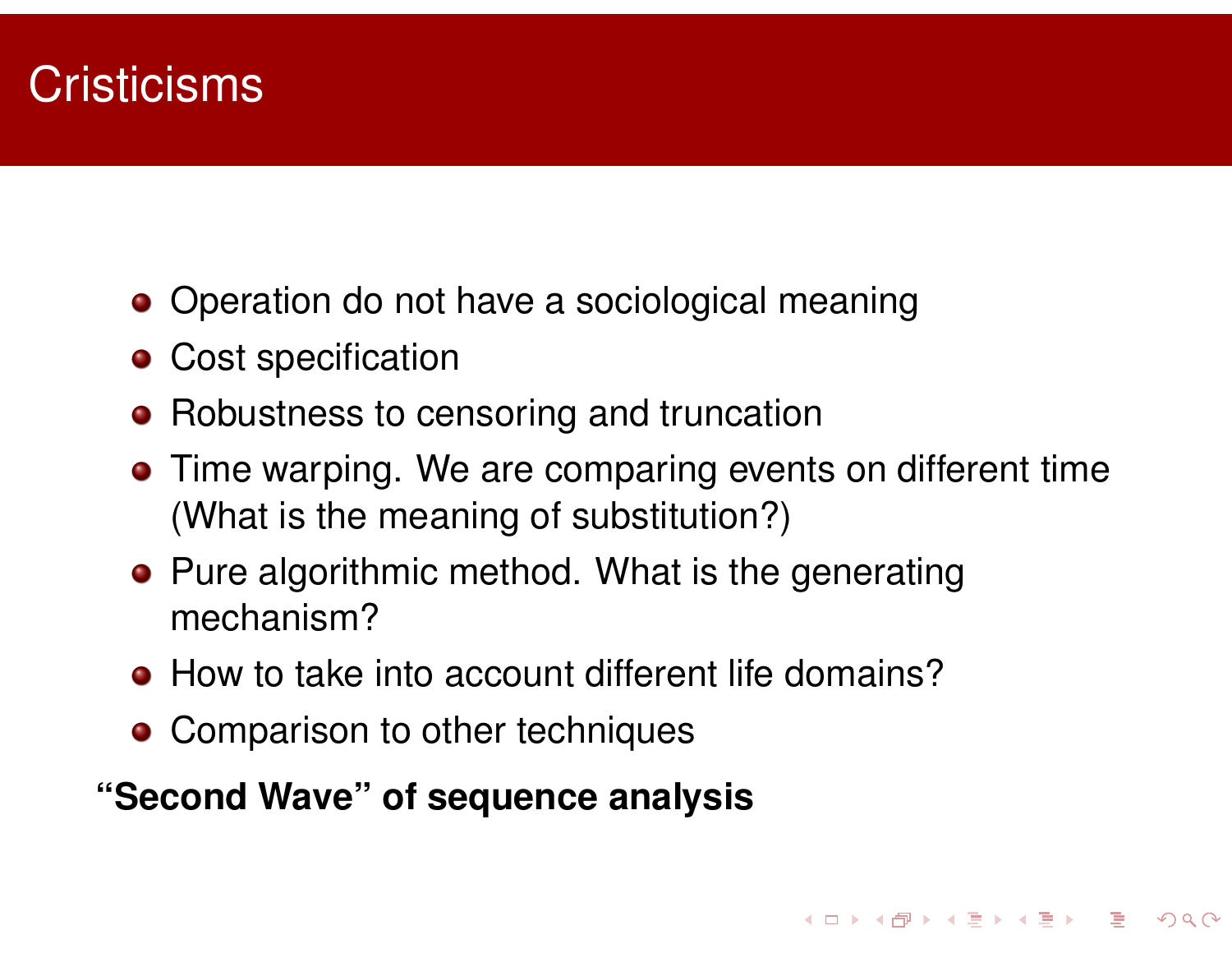# Cristicisms

- Operation do not have a sociological meaning
- Cost specification
- Robustness to censoring and truncation
- Time warping. We are comparing events on different time (What is the meaning of substitution?)
- Pure algorithmic method. What is the generating mechanism?
- How to take into account different life domains?
- Comparison to other techniques

**“Second Wave” of sequence analysis**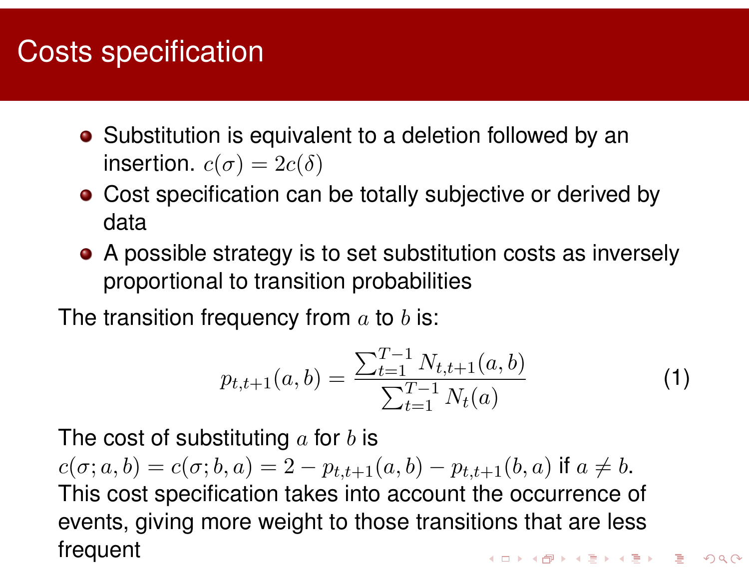# Costs specification

- Substitution is equivalent to a deletion followed by an insertion. $c(\sigma) = 2c(\delta)$
- Cost specification can be totally subjective or derived by data
- A possible strategy is to set substitution costs as inversely proportional to transition probabilities

The transition frequency from $a$ to $b$ is:

$$p_{t,t+1}(a,b) = \frac{\sum_{t=1}^{T-1} N_{t,t+1}(a,b)}{\sum_{t=1}^{T-1} N_t(a)} \tag{1}$$

The cost of substituting $a$ for $b$ is
$c(\sigma; a, b) = c(\sigma; b, a) = 2 - p_{t,t+1}(a,b) - p_{t,t+1}(b,a)$ if $a \neq b$.
This cost specification takes into account the occurrence of events, giving more weight to those transitions that are less frequent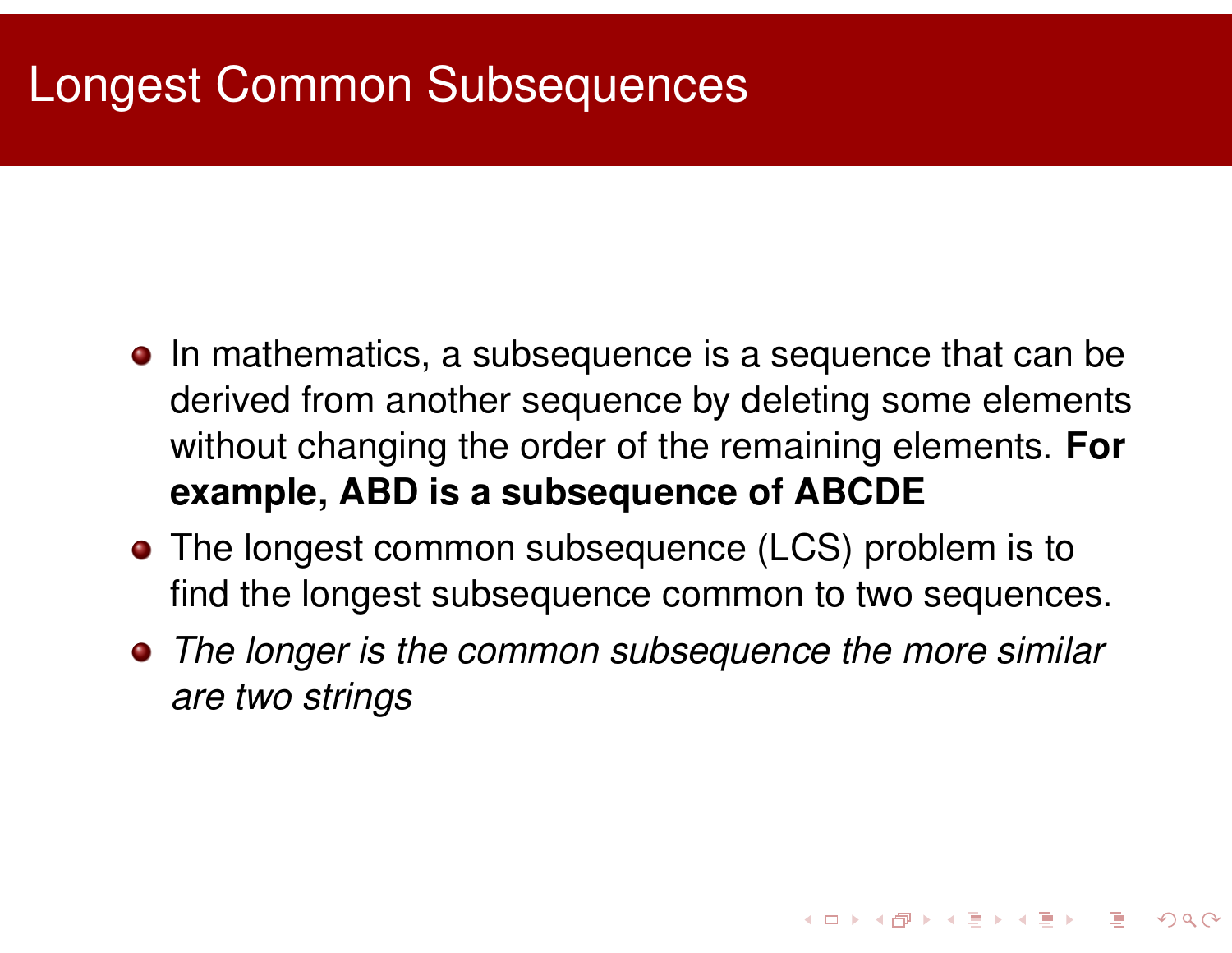# Longest Common Subsequences

- In mathematics, a subsequence is a sequence that can be derived from another sequence by deleting some elements without changing the order of the remaining elements. **For example, ABD is a subsequence of ABCDE**
- The longest common subsequence (LCS) problem is to find the longest subsequence common to two sequences.
- *The longer is the common subsequence the more similar are two strings*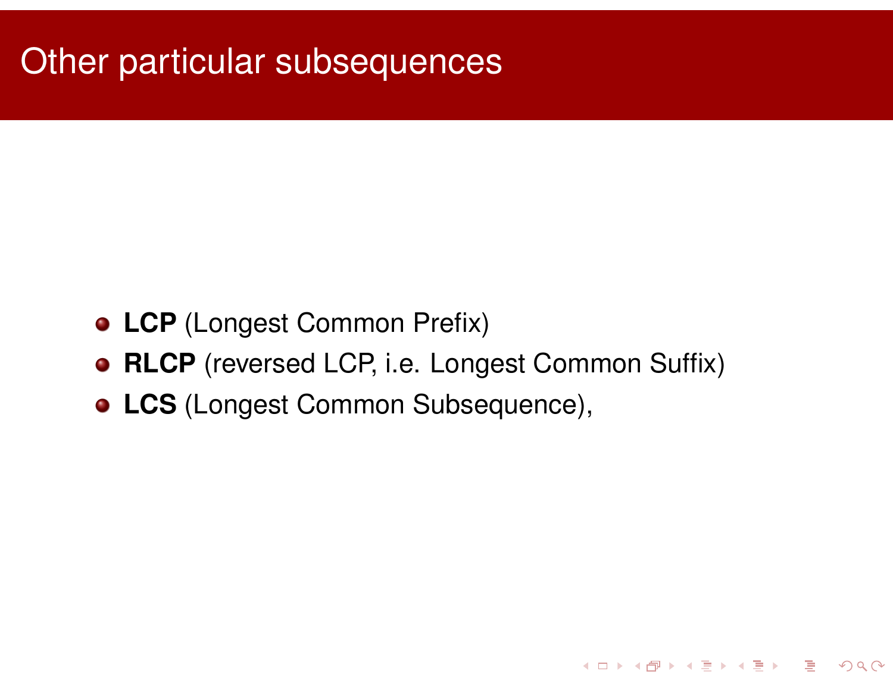# Other particular subsequences

- **LCP** (Longest Common Prefix)
- **RLCP** (reversed LCP, i.e. Longest Common Suffix)
- **LCS** (Longest Common Subsequence),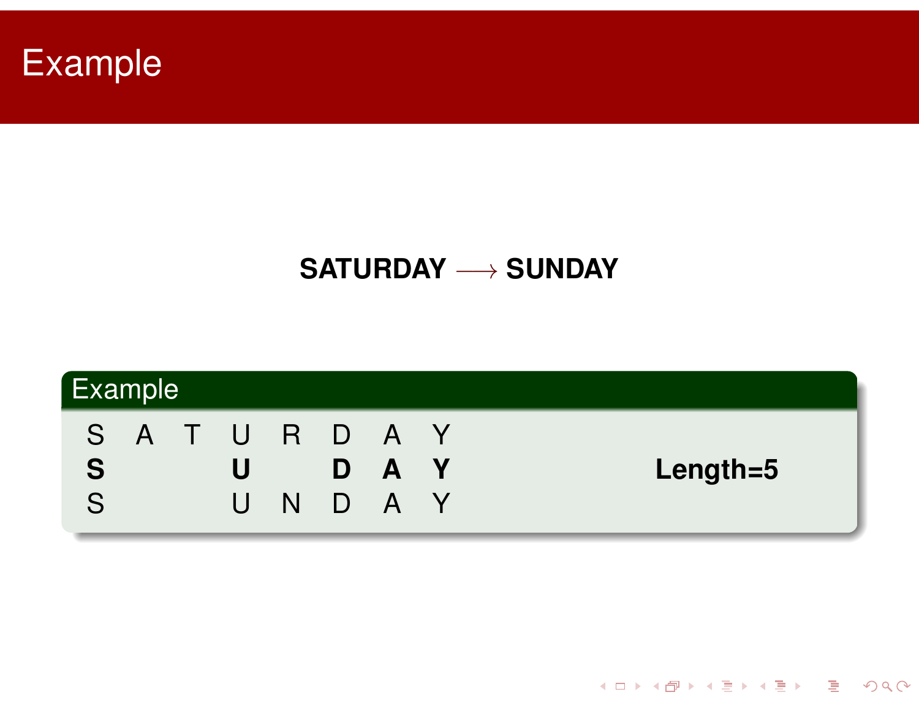# Example

**SATURDAY** $\longrightarrow$ **SUNDAY**

## Example

| | | | | | | | | |
|---|---|---|---|---|---|---|---|---|
| S | A | T | U | R | D | A | Y | |
| **S** | | | **U** | | **D** | **A** | **Y** | **Length=5** |
| S | | | U | N | D | A | Y | |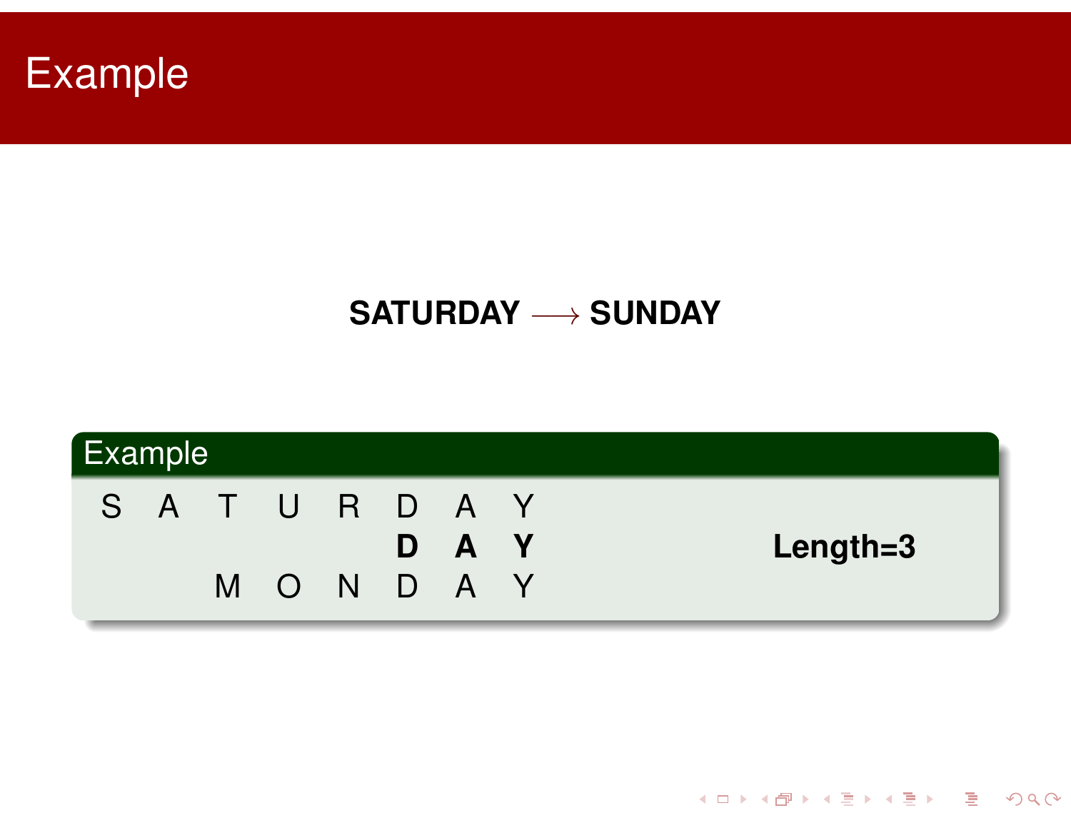# Example

**SATURDAY** $\longrightarrow$ **SUNDAY**

## Example

| S | A | T | U | R | D | A | Y | |
|---|---|---|---|---|---|---|---|---|
| | | | | | **D** | **A** | **Y** | **Length=3** |
| | | M | O | N | D | A | Y | |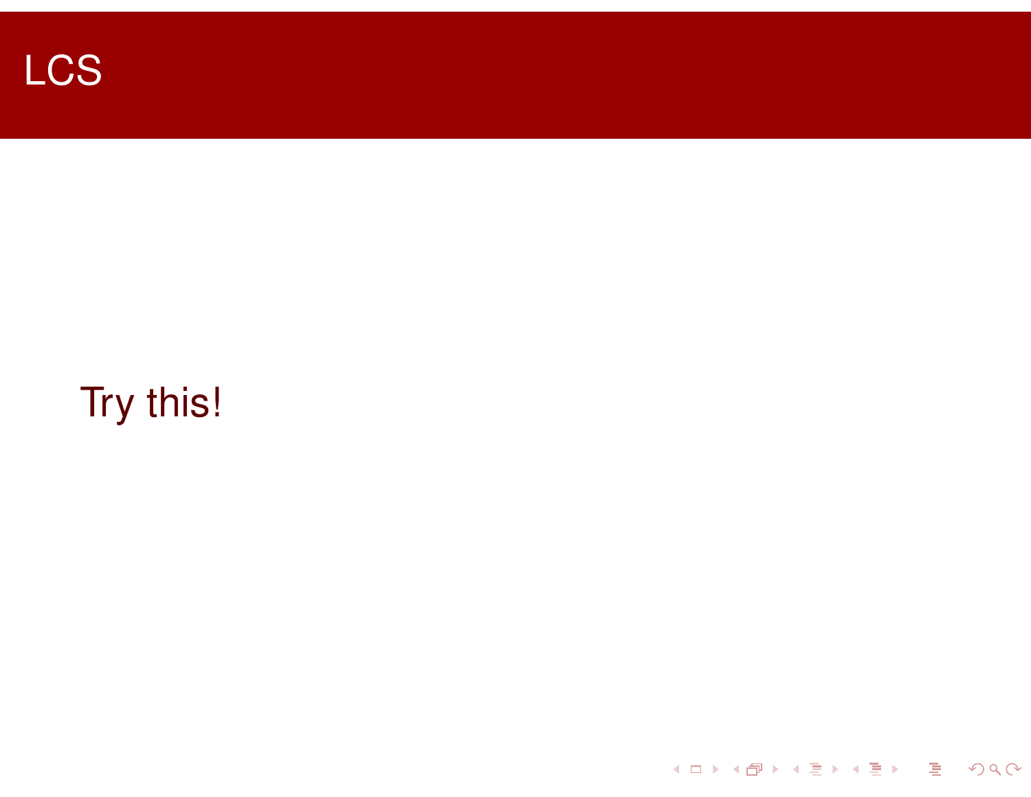# LCS

Try this!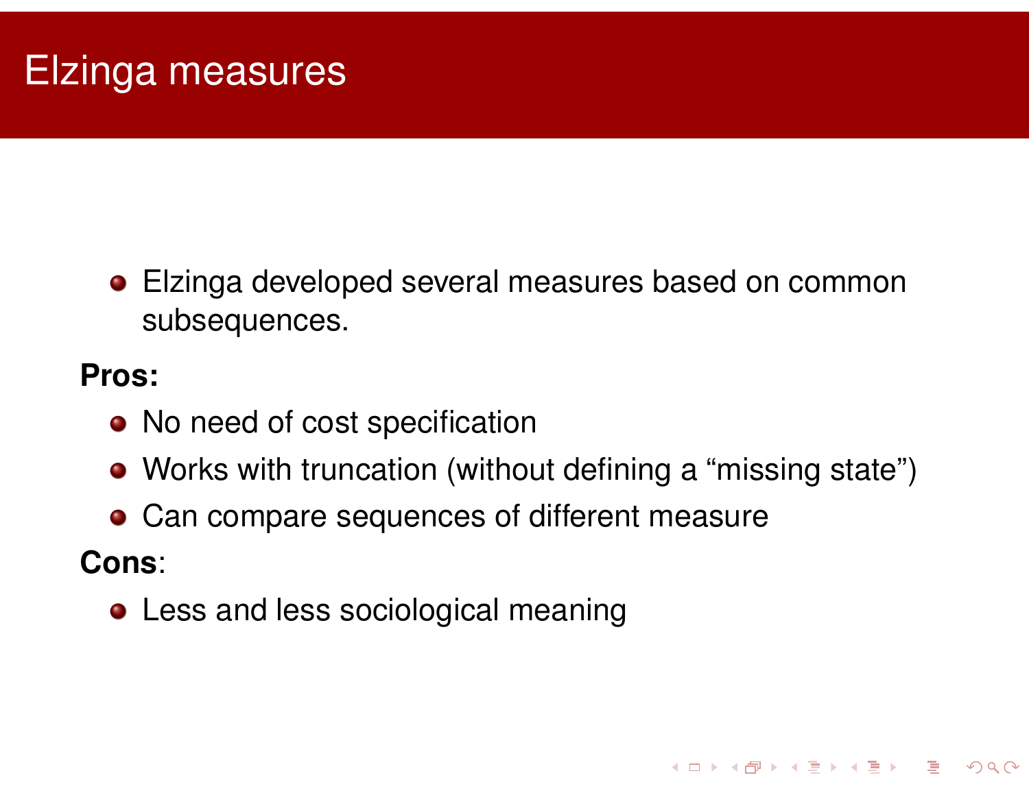# Elzinga measures

- Elzinga developed several measures based on common subsequences.

**Pros:**

- No need of cost specification
- Works with truncation (without defining a “missing state”)
- Can compare sequences of different measure

**Cons**:

- Less and less sociological meaning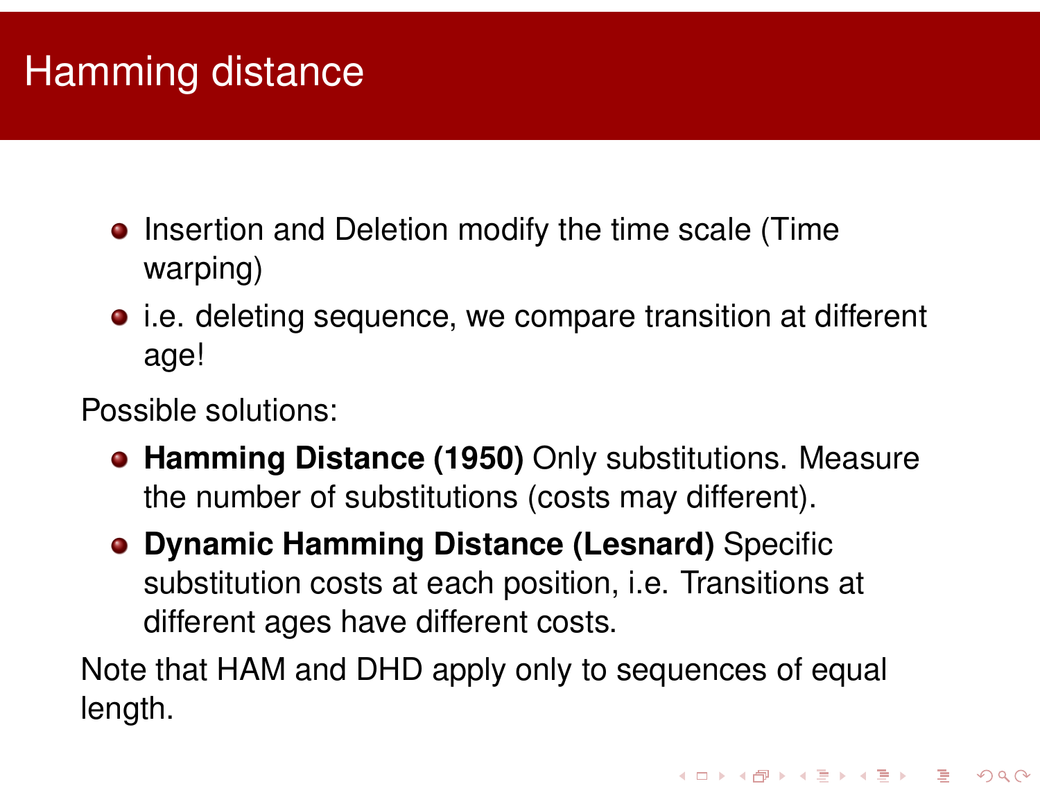# Hamming distance

- Insertion and Deletion modify the time scale (Time warping)
- i.e. deleting sequence, we compare transition at different age!

Possible solutions:

- **Hamming Distance (1950)** Only substitutions. Measure the number of substitutions (costs may different).
- **Dynamic Hamming Distance (Lesnard)** Specific substitution costs at each position, i.e. Transitions at different ages have different costs.

Note that HAM and DHD apply only to sequences of equal length.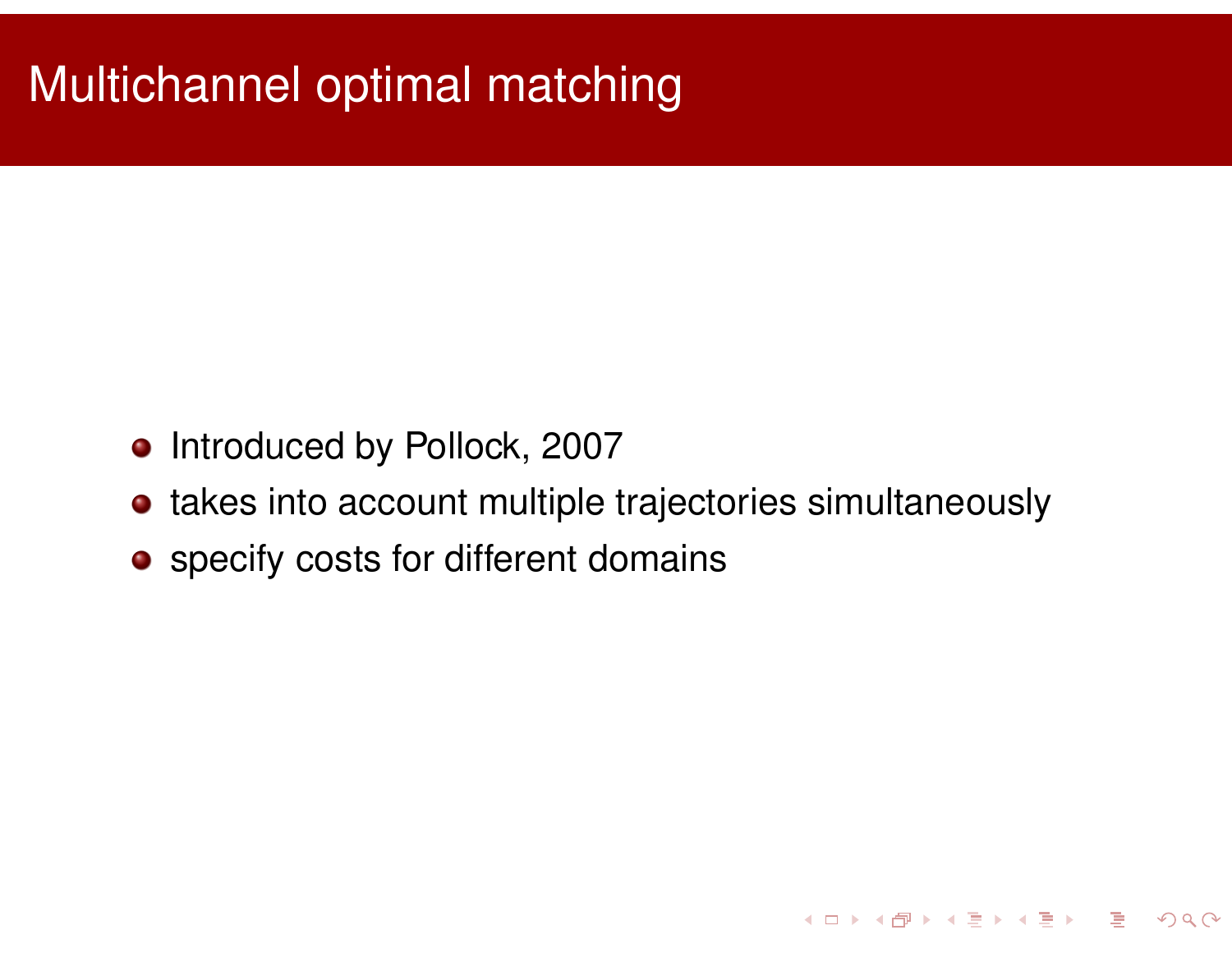# Multichannel optimal matching

- Introduced by Pollock, 2007
- takes into account multiple trajectories simultaneously
- specify costs for different domains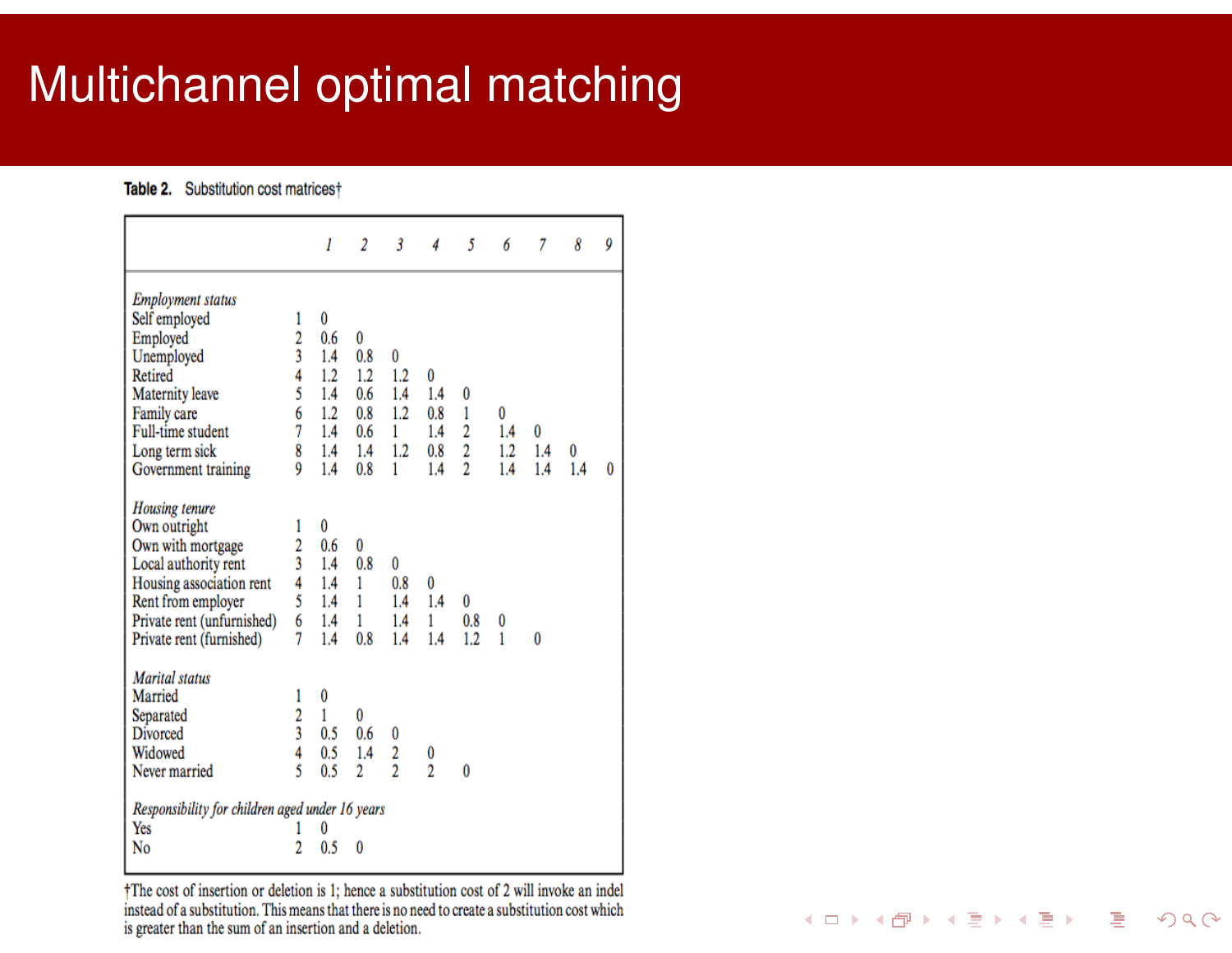# Multichannel optimal matching

**Table 2.** Substitution cost matrices†

| | | 1 | 2 | 3 | 4 | 5 | 6 | 7 | 8 | 9 |
|---|---|---|---|---|---|---|---|---|---|---|
| *Employment status* | | | | | | | | | | |
| Self employed | 1 | 0 | | | | | | | | |
| Employed | 2 | 0.6 | 0 | | | | | | | |
| Unemployed | 3 | 1.4 | 0.8 | 0 | | | | | | |
| Retired | 4 | 1.2 | 1.2 | 1.2 | 0 | | | | | |
| Maternity leave | 5 | 1.4 | 0.6 | 1.4 | 1.4 | 0 | | | | |
| Family care | 6 | 1.2 | 0.8 | 1.2 | 0.8 | 1 | 0 | | | |
| Full-time student | 7 | 1.4 | 0.6 | 1 | 1.4 | 2 | 1.4 | 0 | | |
| Long term sick | 8 | 1.4 | 1.4 | 1.2 | 0.8 | 2 | 1.2 | 1.4 | 0 | |
| Government training | 9 | 1.4 | 0.8 | 1 | 1.4 | 2 | 1.4 | 1.4 | 1.4 | 0 |
| *Housing tenure* | | | | | | | | | | |
| Own outright | 1 | 0 | | | | | | | | |
| Own with mortgage | 2 | 0.6 | 0 | | | | | | | |
| Local authority rent | 3 | 1.4 | 0.8 | 0 | | | | | | |
| Housing association rent | 4 | 1.4 | 1 | 0.8 | 0 | | | | | |
| Rent from employer | 5 | 1.4 | 1 | 1.4 | 1.4 | 0 | | | | |
| Private rent (unfurnished) | 6 | 1.4 | 1 | 1.4 | 1 | 0.8 | 0 | | | |
| Private rent (furnished) | 7 | 1.4 | 0.8 | 1.4 | 1.4 | 1.2 | 1 | 0 | | |
| *Marital status* | | | | | | | | | | |
| Married | 1 | 0 | | | | | | | | |
| Separated | 2 | 1 | 0 | | | | | | | |
| Divorced | 3 | 0.5 | 0.6 | 0 | | | | | | |
| Widowed | 4 | 0.5 | 1.4 | 2 | 0 | | | | | |
| Never married | 5 | 0.5 | 2 | 2 | 2 | 0 | | | | |
| *Responsibility for children aged under 16 years* | | | | | | | | | | |
| Yes | 1 | 0 | | | | | | | | |
| No | 2 | 0.5 | 0 | | | | | | | |

†The cost of insertion or deletion is 1; hence a substitution cost of 2 will invoke an indel instead of a substitution. This means that there is no need to create a substitution cost which is greater than the sum of an insertion and a deletion.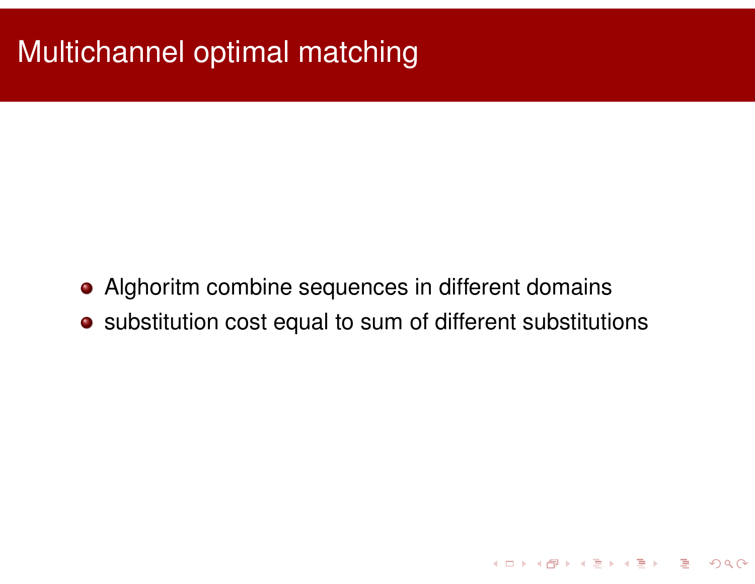# Multichannel optimal matching

- Alghoritm combine sequences in different domains
- substitution cost equal to sum of different substitutions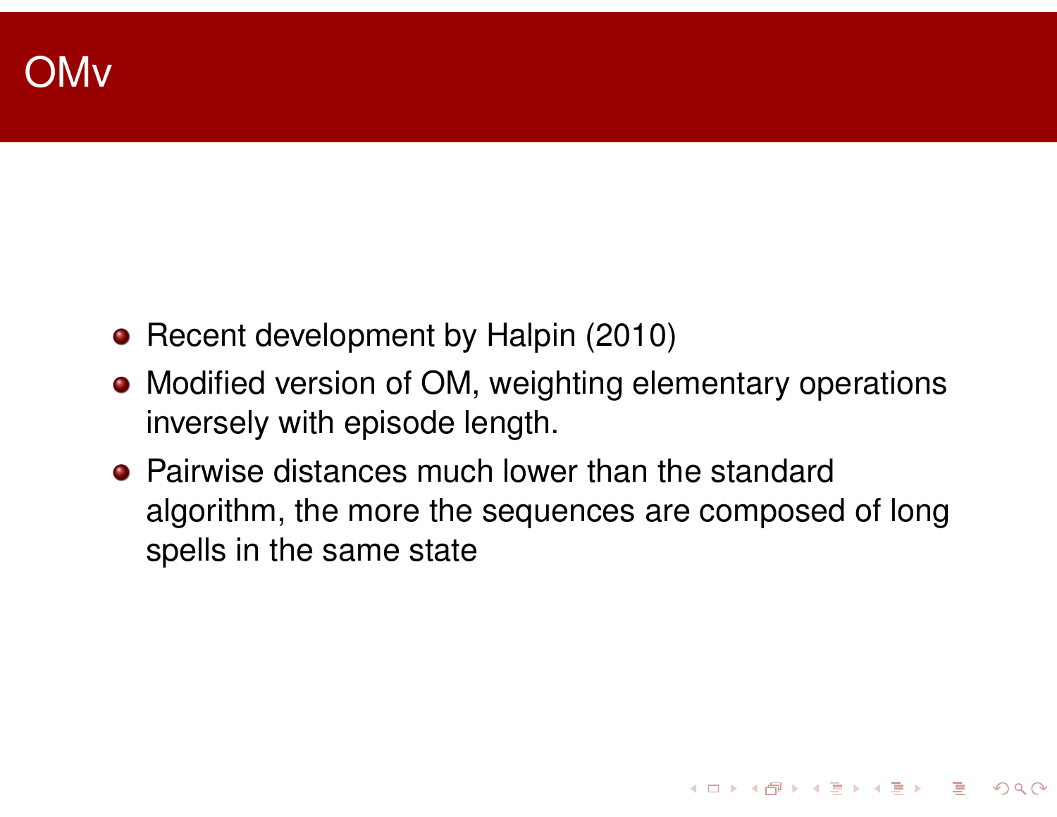# OMv

- Recent development by Halpin (2010)
- Modified version of OM, weighting elementary operations inversely with episode length.
- Pairwise distances much lower than the standard algorithm, the more the sequences are composed of long spells in the same state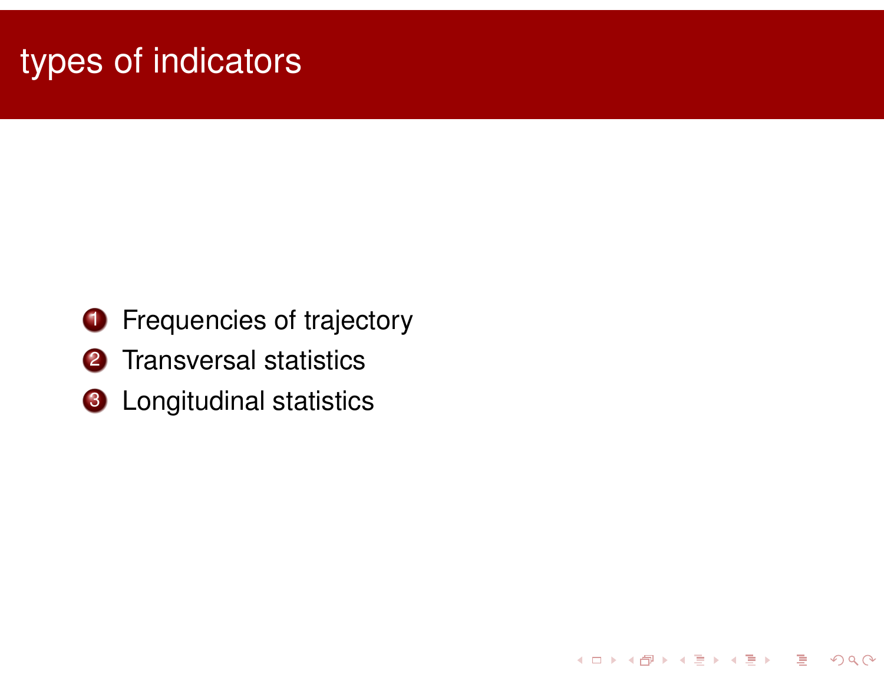# types of indicators

1. Frequencies of trajectory
2. Transversal statistics
3. Longitudinal statistics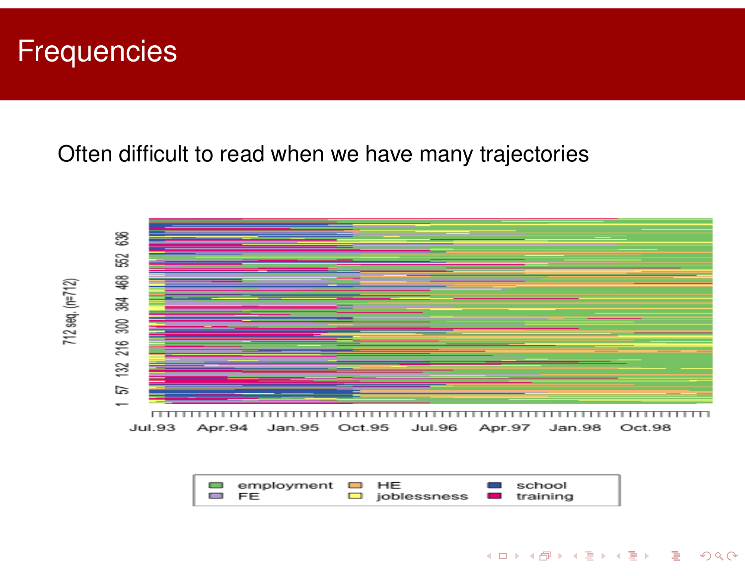# Frequencies

Often difficult to read when we have many trajectories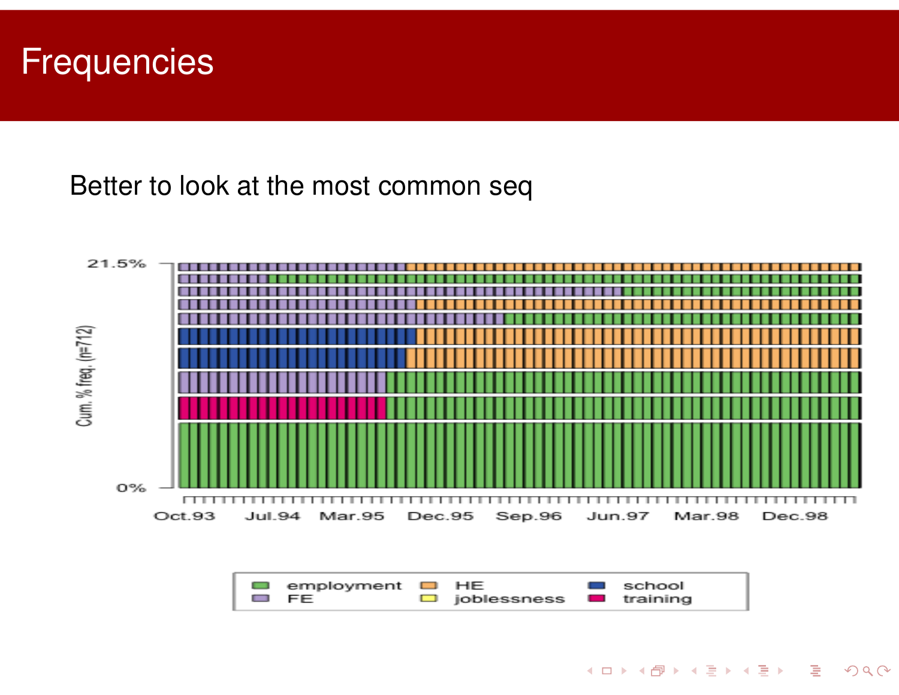# Frequencies

Better to look at the most common seq

21.5%

Cum. % freq. (n=712)

0%

Oct.93 Jul.94 Mar.95 Dec.95 Sep.96 Jun.97 Mar.98 Dec.98

employment HE school
FE joblessness training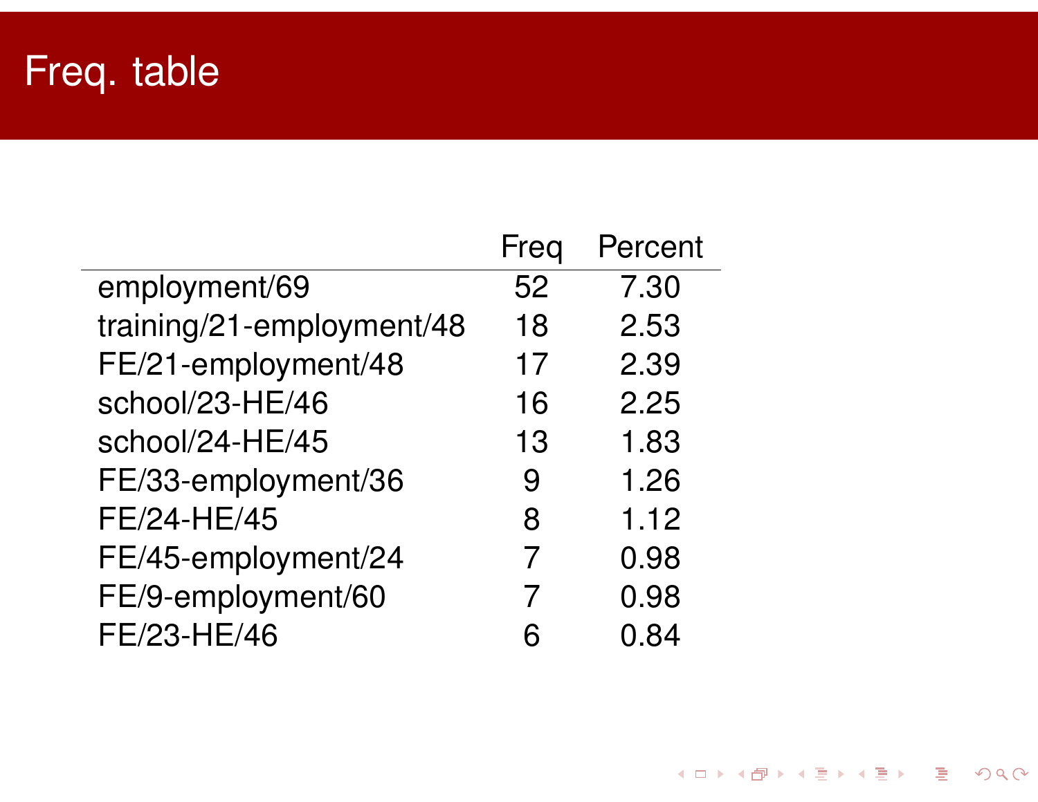# Freq. table

| | Freq | Percent |
|---|---|---|
| employment/69 | 52 | 7.30 |
| training/21-employment/48 | 18 | 2.53 |
| FE/21-employment/48 | 17 | 2.39 |
| school/23-HE/46 | 16 | 2.25 |
| school/24-HE/45 | 13 | 1.83 |
| FE/33-employment/36 | 9 | 1.26 |
| FE/24-HE/45 | 8 | 1.12 |
| FE/45-employment/24 | 7 | 0.98 |
| FE/9-employment/60 | 7 | 0.98 |
| FE/23-HE/46 | 6 | 0.84 |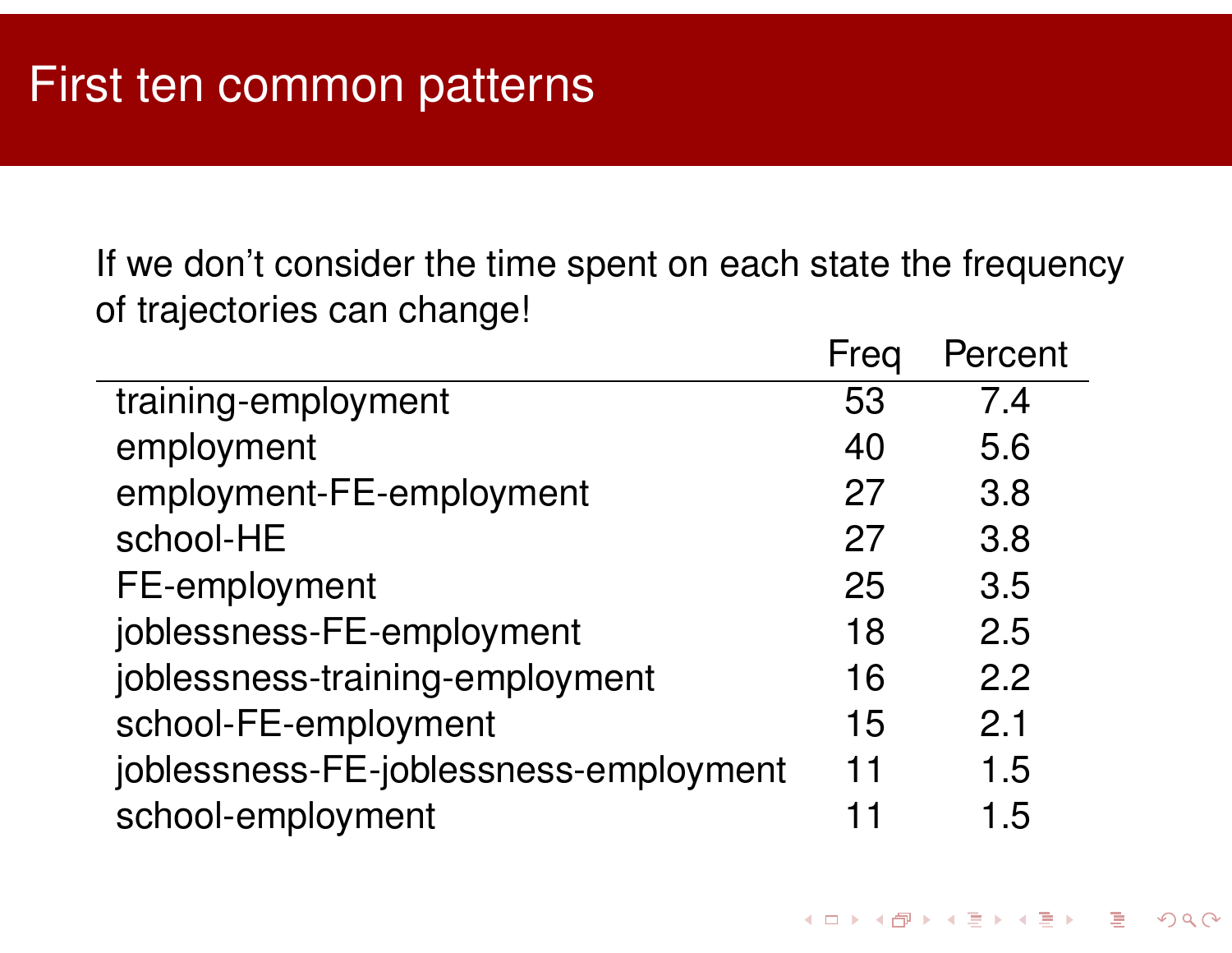# First ten common patterns

If we don't consider the time spent on each state the frequency of trajectories can change!

| | Freq | Percent |
|---|---|---|
| training-employment | 53 | 7.4 |
| employment | 40 | 5.6 |
| employment-FE-employment | 27 | 3.8 |
| school-HE | 27 | 3.8 |
| FE-employment | 25 | 3.5 |
| joblessness-FE-employment | 18 | 2.5 |
| joblessness-training-employment | 16 | 2.2 |
| school-FE-employment | 15 | 2.1 |
| joblessness-FE-joblessness-employment | 11 | 1.5 |
| school-employment | 11 | 1.5 |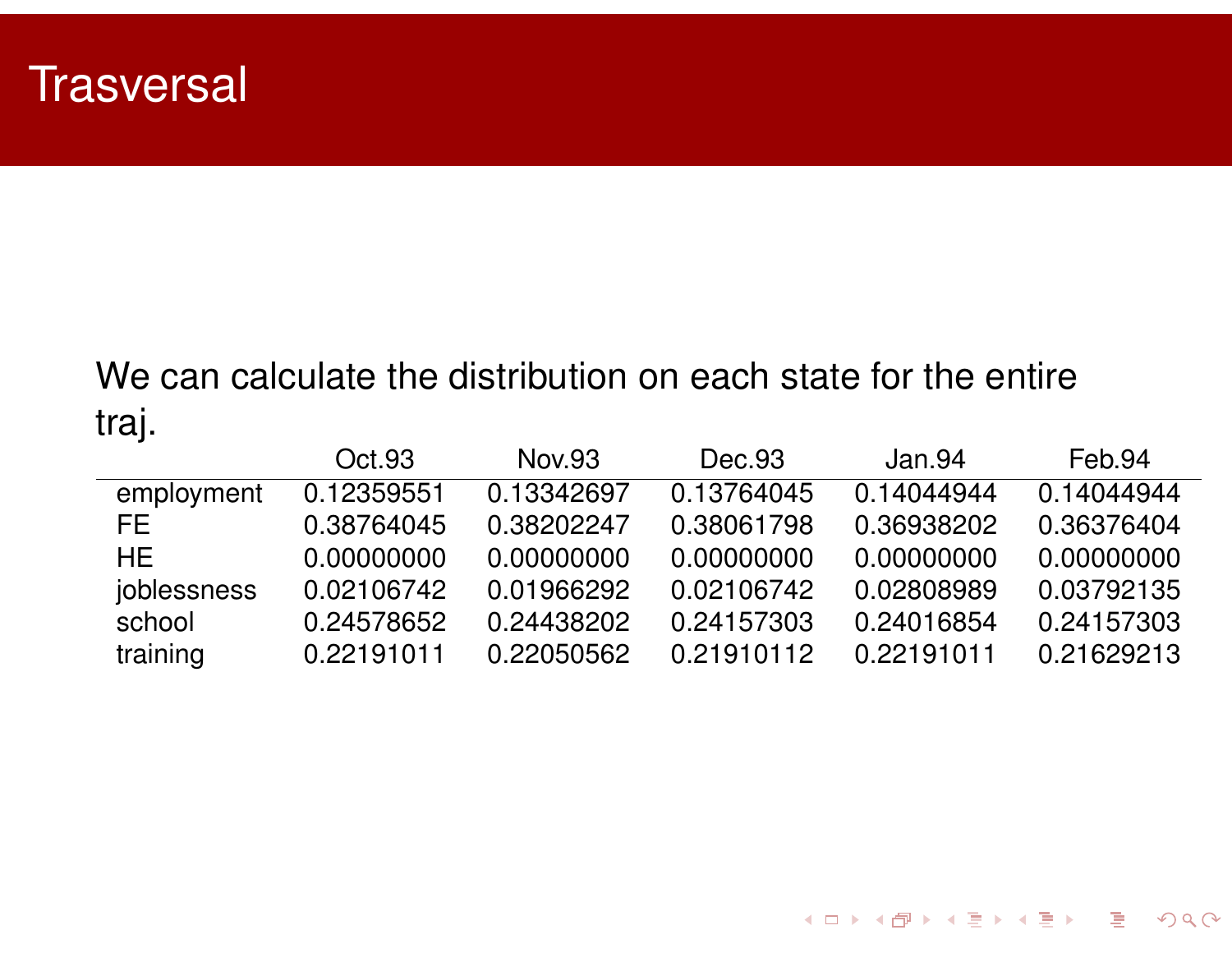# Trasversal

We can calculate the distribution on each state for the entire traj.

| | Oct.93 | Nov.93 | Dec.93 | Jan.94 | Feb.94 |
|---|---|---|---|---|---|
| employment | 0.12359551 | 0.13342697 | 0.13764045 | 0.14044944 | 0.14044944 |
| FE | 0.38764045 | 0.38202247 | 0.38061798 | 0.36938202 | 0.36376404 |
| HE | 0.00000000 | 0.00000000 | 0.00000000 | 0.00000000 | 0.00000000 |
| joblessness | 0.02106742 | 0.01966292 | 0.02106742 | 0.02808989 | 0.03792135 |
| school | 0.24578652 | 0.24438202 | 0.24157303 | 0.24016854 | 0.24157303 |
| training | 0.22191011 | 0.22050562 | 0.21910112 | 0.22191011 | 0.21629213 |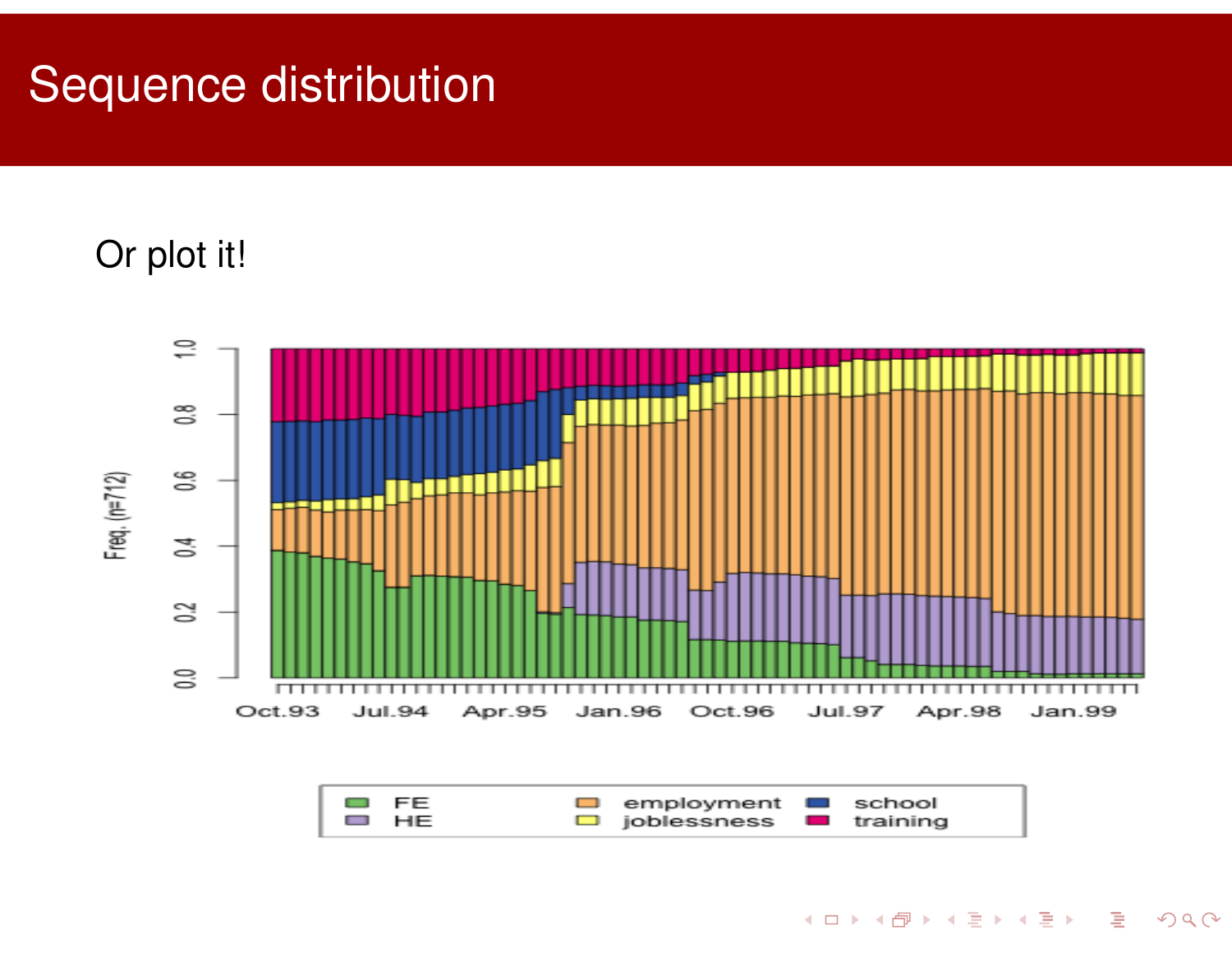# Sequence distribution

Or plot it!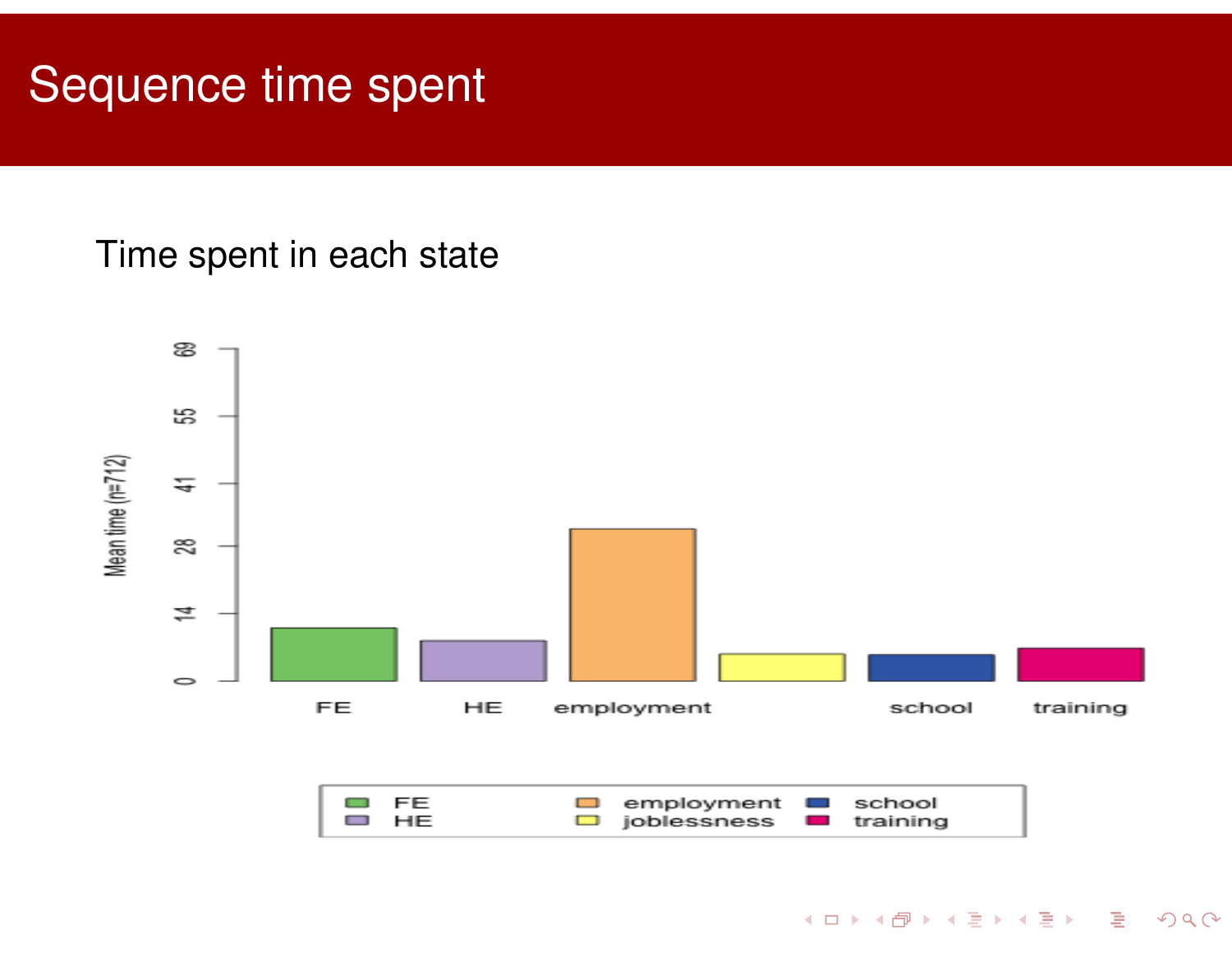# Sequence time spent

Time spent in each state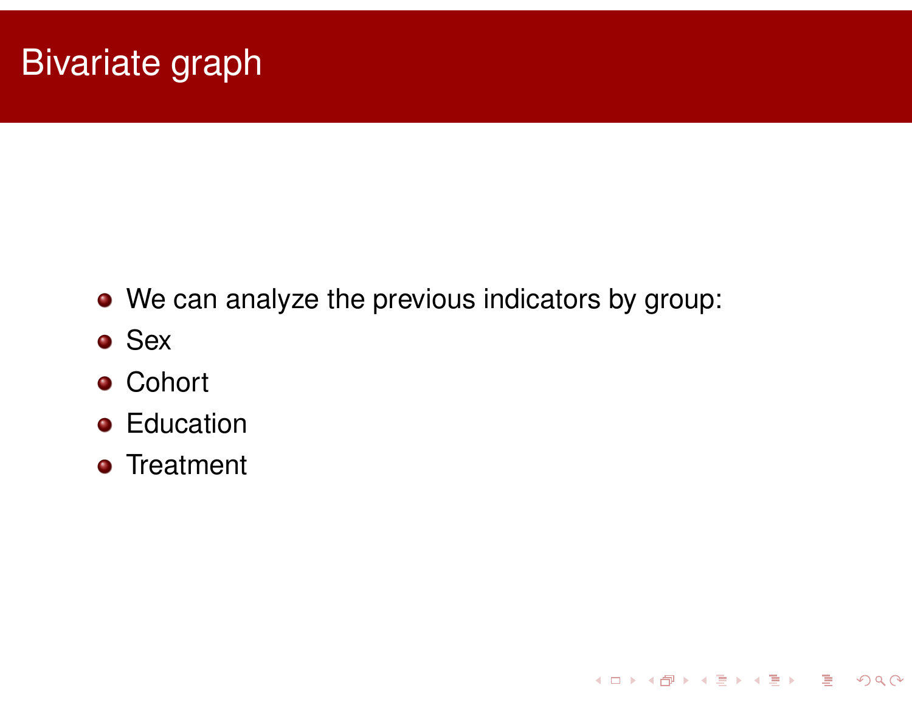# Bivariate graph

- We can analyze the previous indicators by group:
- Sex
- Cohort
- Education
- Treatment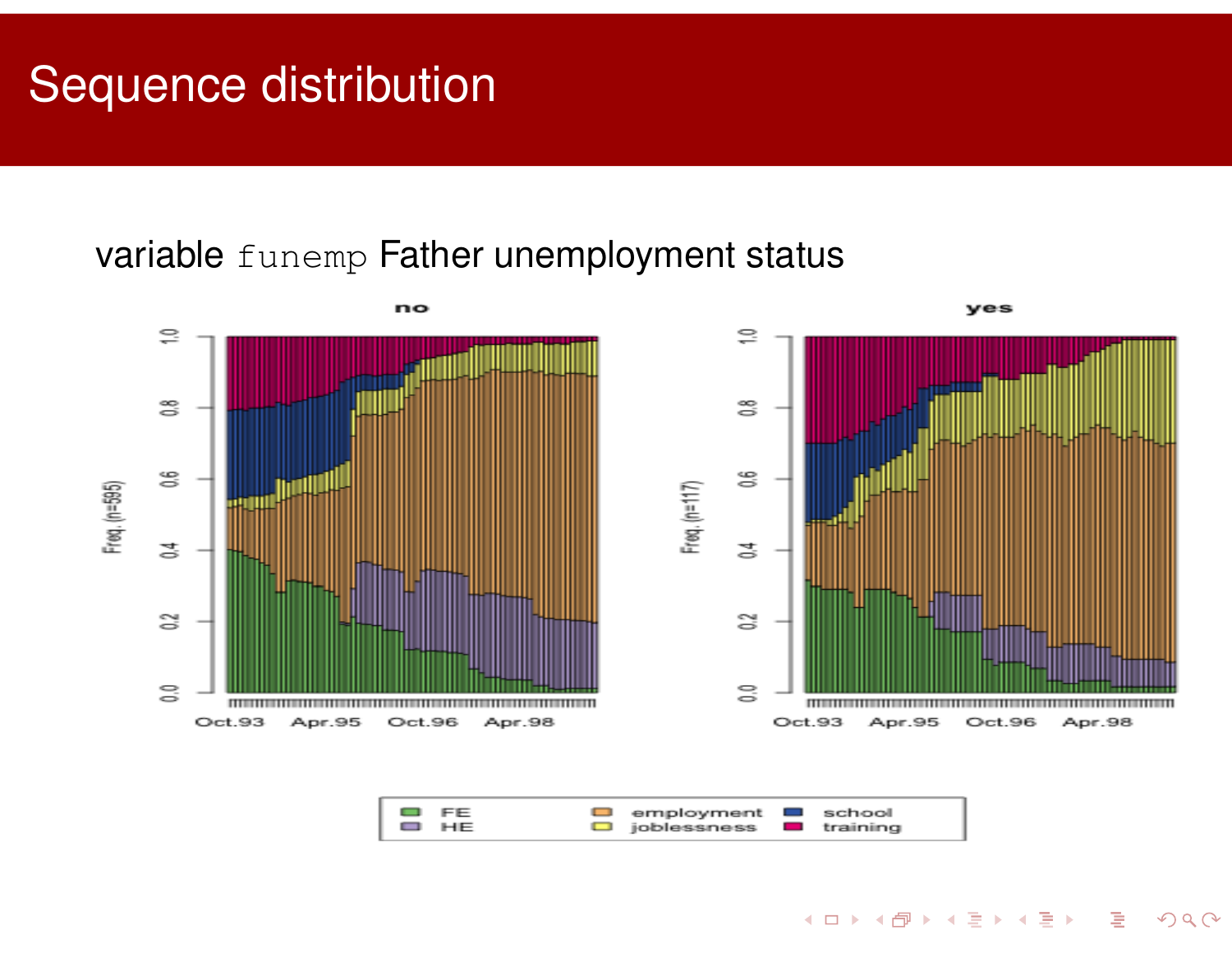# Sequence distribution

variable `funemp` Father unemployment status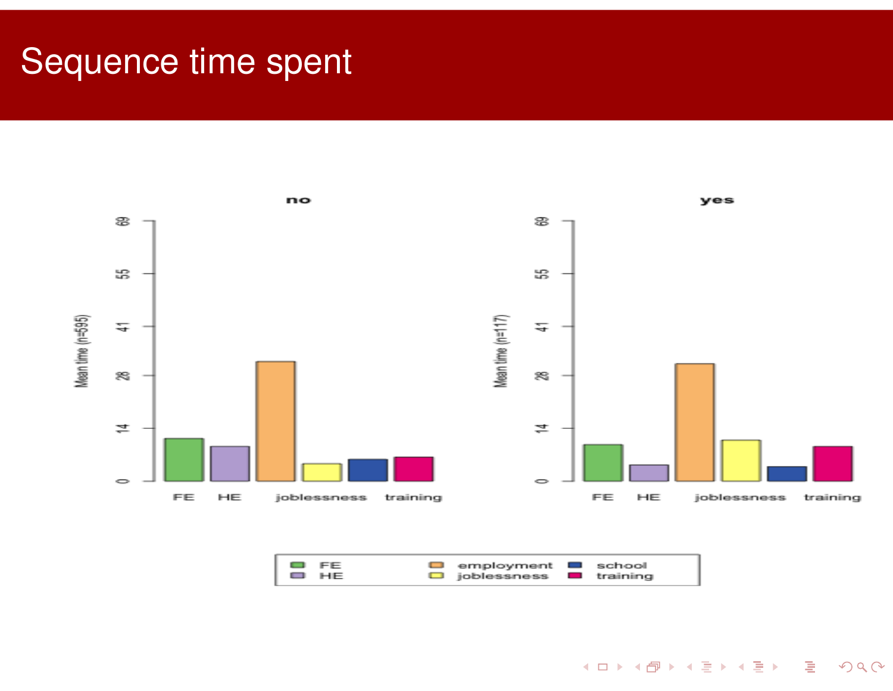# Sequence time spent

no

Mean time (n=595)

0 14 28 41 55 69

FE HE joblessness training

yes

Mean time (n=117)

0 14 28 41 55 69

FE HE joblessness training

FE, HE, employment, joblessness, school, training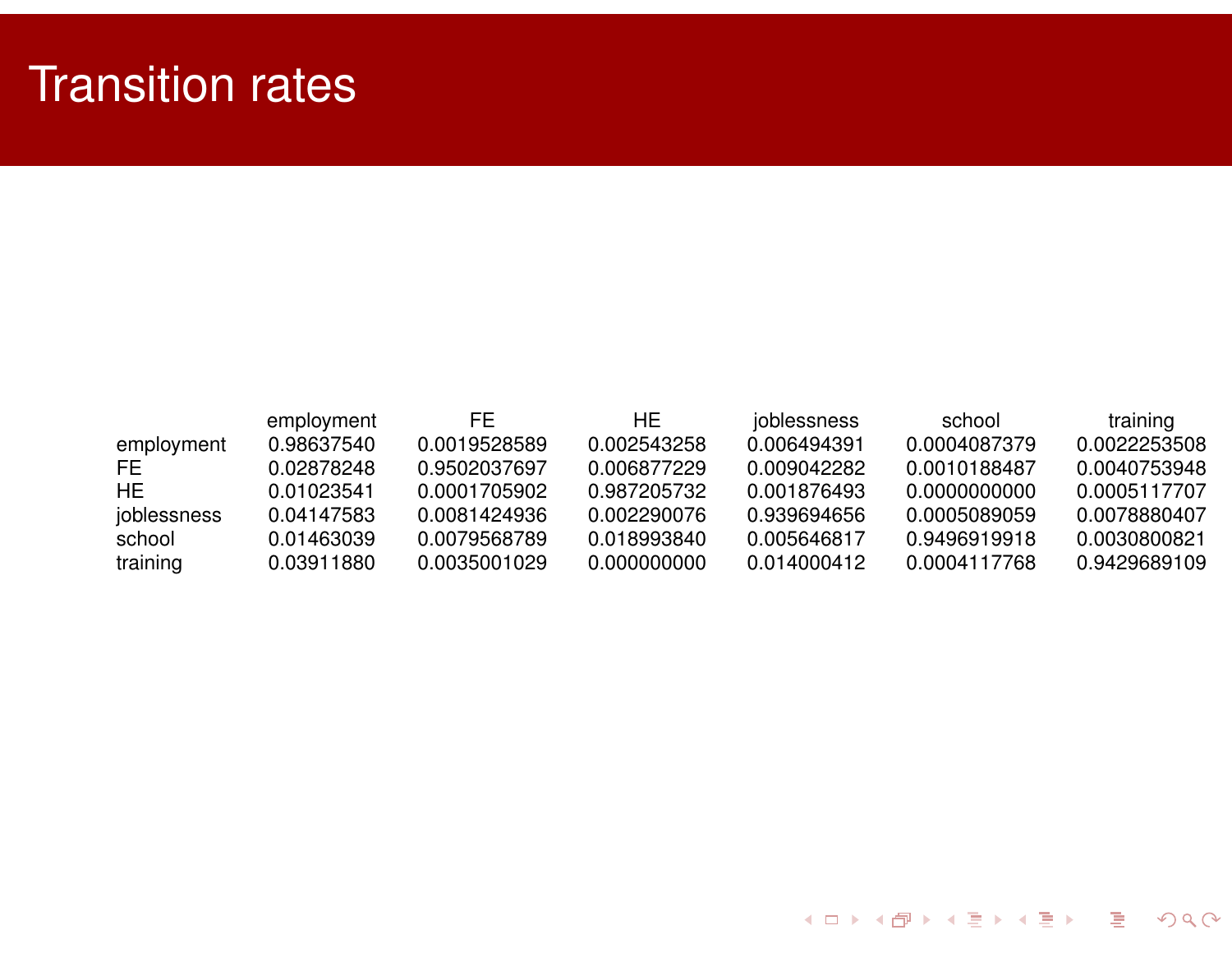# Transition rates

| | employment | FE | HE | joblessness | school | training |
|---|---|---|---|---|---|---|
| employment | 0.98637540 | 0.0019528589 | 0.002543258 | 0.006494391 | 0.0004087379 | 0.0022253508 |
| FE | 0.02878248 | 0.9502037697 | 0.006877229 | 0.009042282 | 0.0010188487 | 0.0040753948 |
| HE | 0.01023541 | 0.0001705902 | 0.987205732 | 0.001876493 | 0.0000000000 | 0.0005117707 |
| joblessness | 0.04147583 | 0.0081424936 | 0.002290076 | 0.939694656 | 0.0005089059 | 0.0078880407 |
| school | 0.01463039 | 0.0079568789 | 0.018993840 | 0.005646817 | 0.9496919918 | 0.0030800821 |
| training | 0.03911880 | 0.0035001029 | 0.000000000 | 0.014000412 | 0.0004117768 | 0.9429689109 |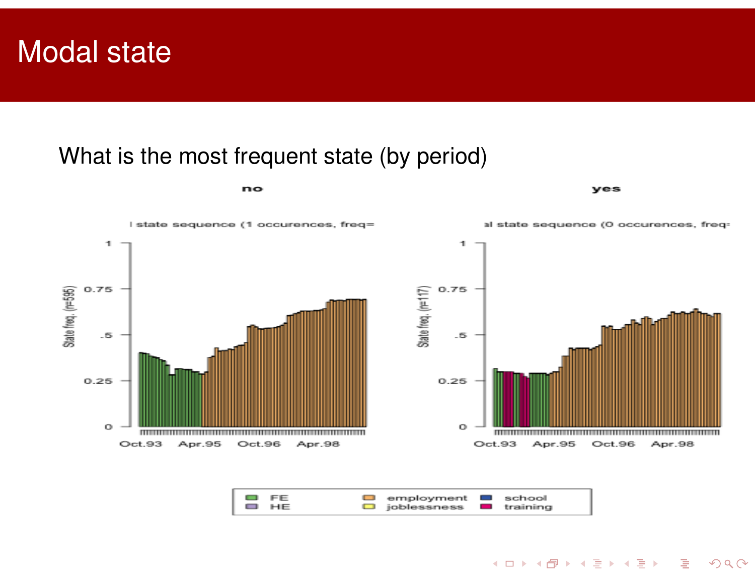# Modal state

What is the most frequent state (by period)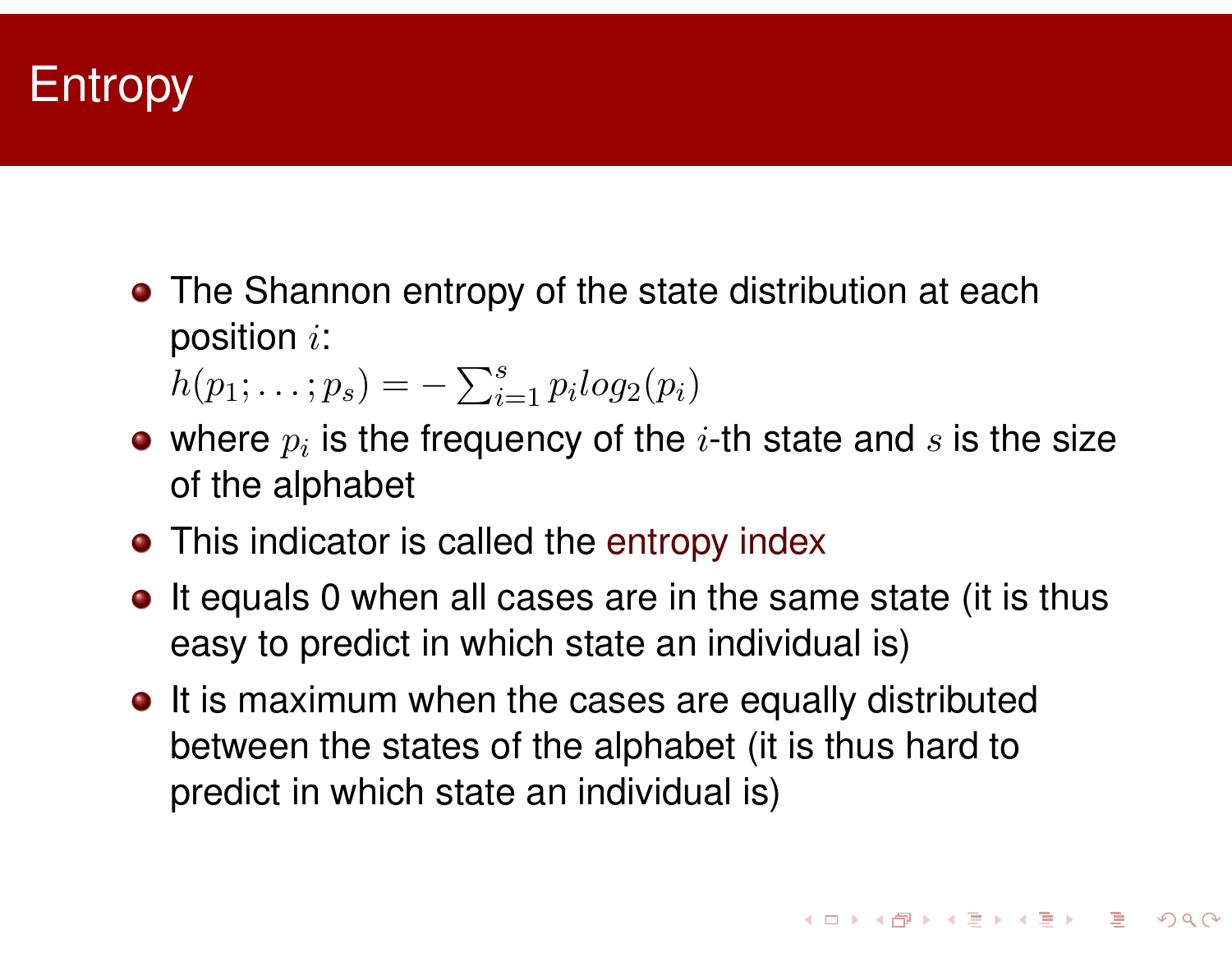# Entropy

- The Shannon entropy of the state distribution at each position $i$:
  $h(p_1; \ldots; p_s) = -\sum_{i=1}^{s} p_i log_2(p_i)$
- where $p_i$ is the frequency of the $i$-th state and $s$ is the size of the alphabet
- This indicator is called the entropy index
- It equals 0 when all cases are in the same state (it is thus easy to predict in which state an individual is)
- It is maximum when the cases are equally distributed between the states of the alphabet (it is thus hard to predict in which state an individual is)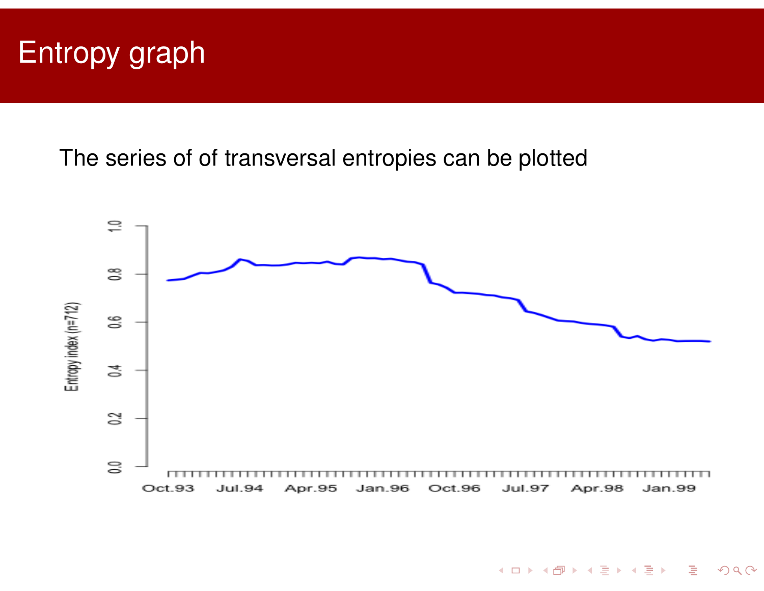# Entropy graph

The series of of transversal entropies can be plotted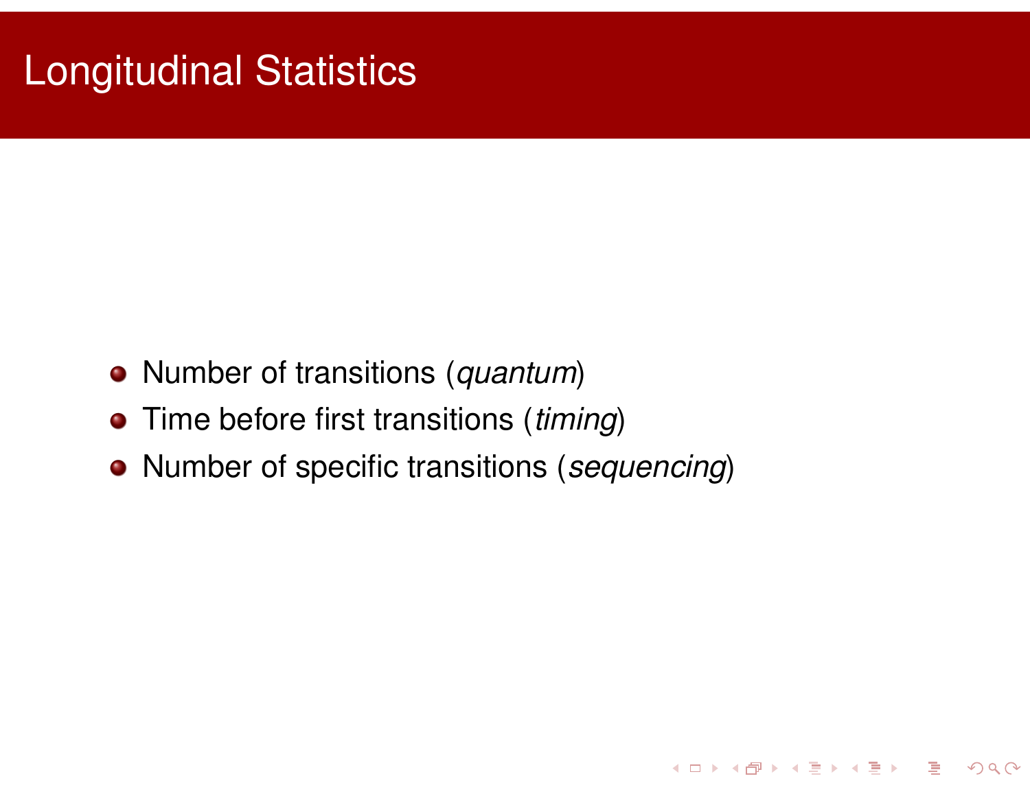# Longitudinal Statistics

- Number of transitions (*quantum*)
- Time before first transitions (*timing*)
- Number of specific transitions (*sequencing*)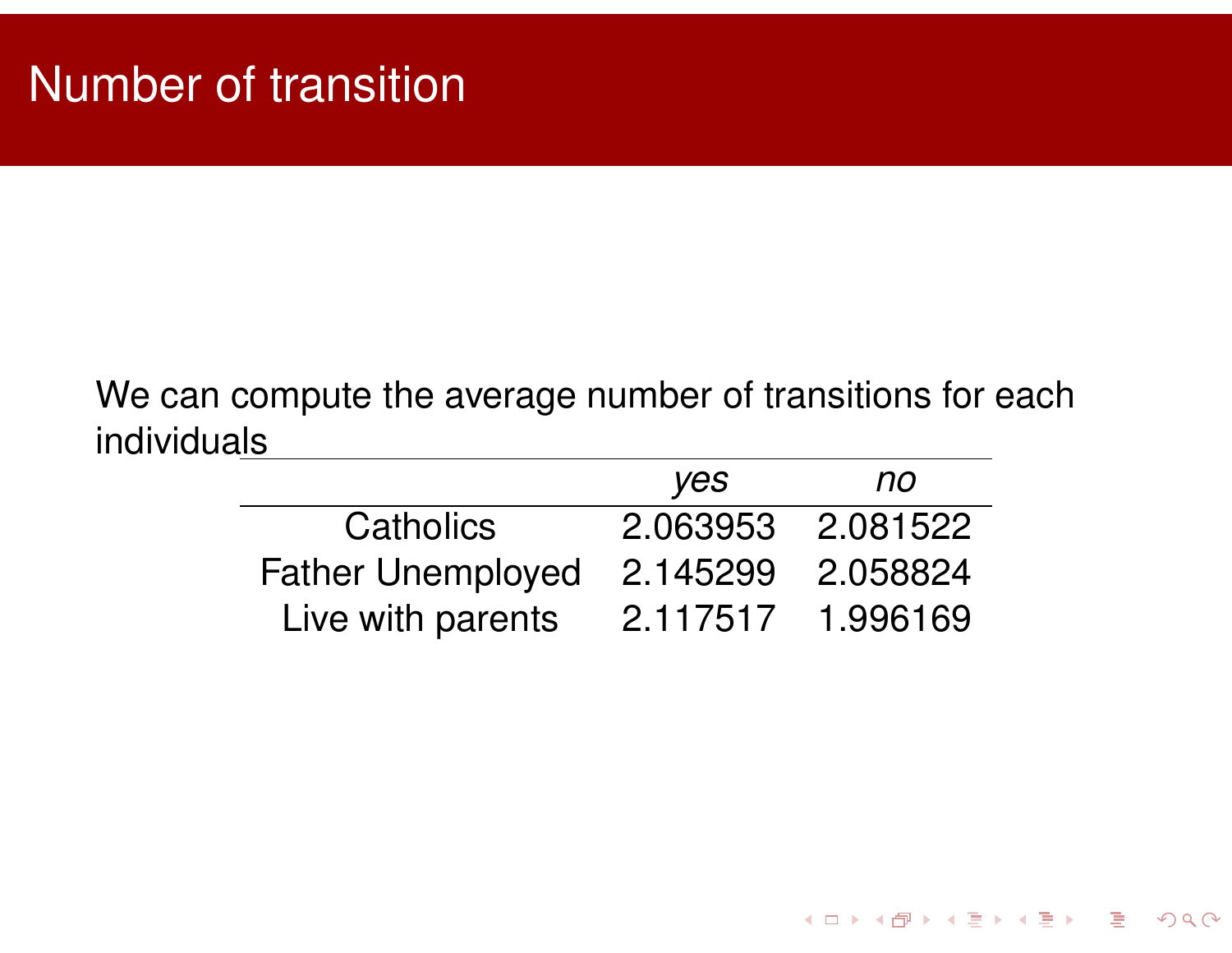# Number of transition

We can compute the average number of transitions for each individuals

| | *yes* | *no* |
|---|---|---|
| Catholics | 2.063953 | 2.081522 |
| Father Unemployed | 2.145299 | 2.058824 |
| Live with parents | 2.117517 | 1.996169 |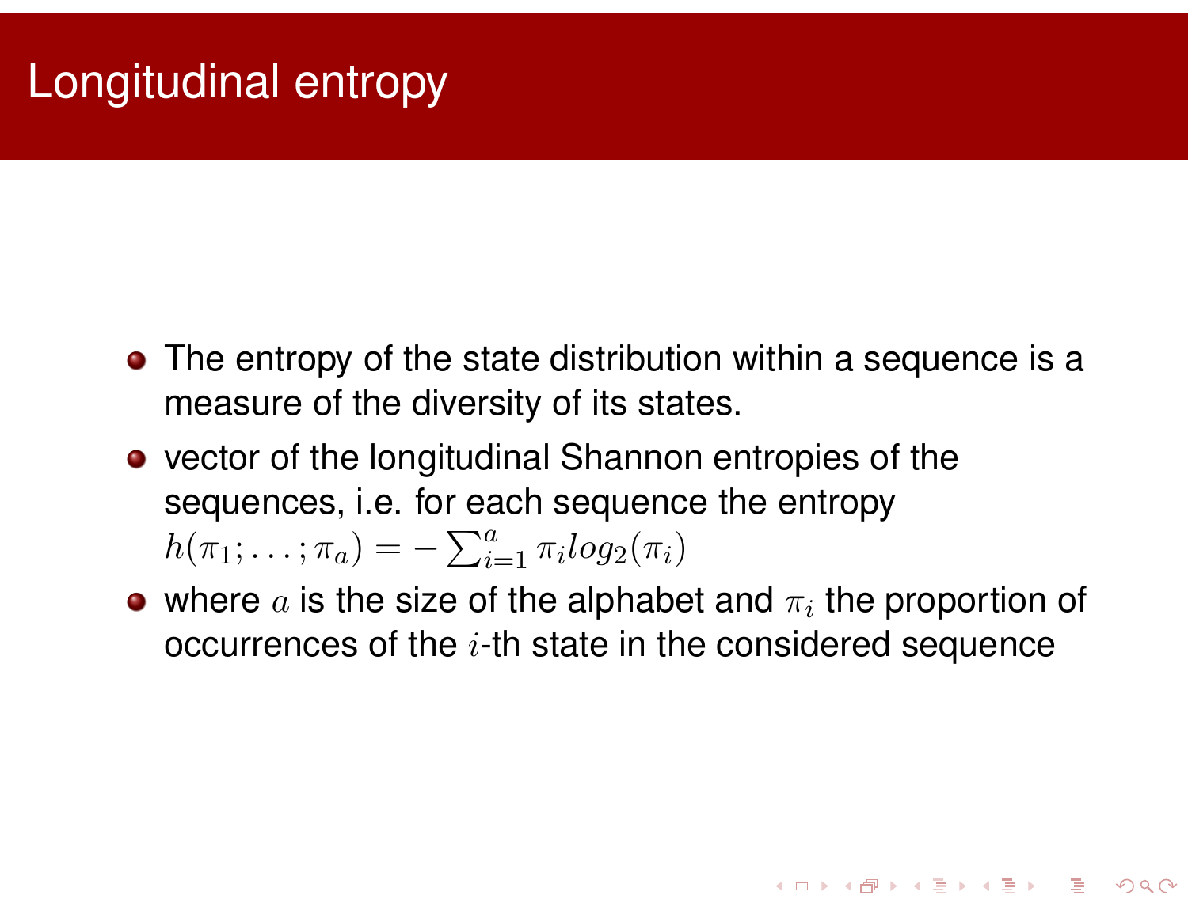# Longitudinal entropy

- The entropy of the state distribution within a sequence is a measure of the diversity of its states.
- vector of the longitudinal Shannon entropies of the sequences, i.e. for each sequence the entropy $h(\pi_1; \ldots; \pi_a) = -\sum_{i=1}^{a} \pi_i log_2(\pi_i)$
- where $a$ is the size of the alphabet and $\pi_i$ the proportion of occurrences of the $i$-th state in the considered sequence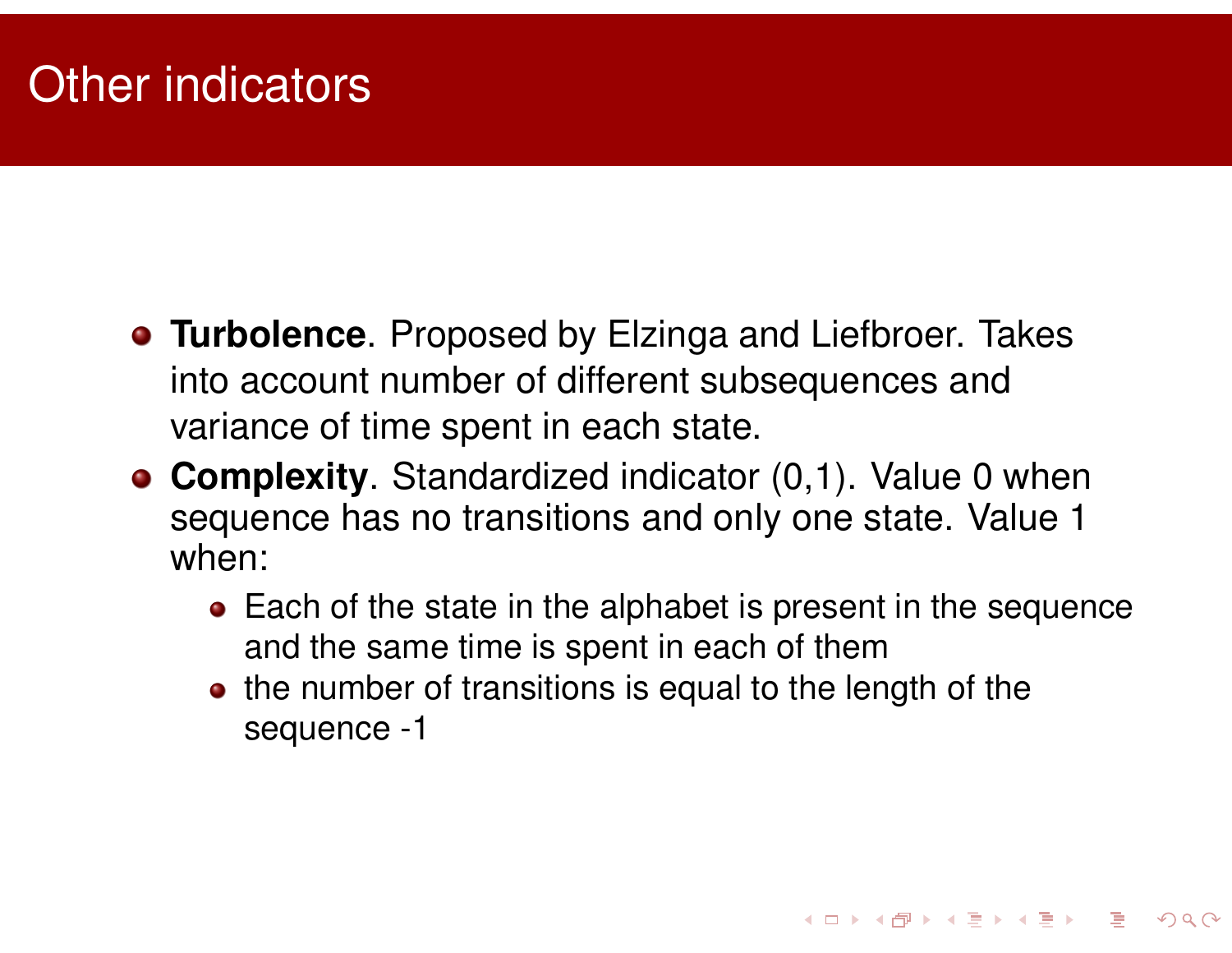# Other indicators

- **Turbolence**. Proposed by Elzinga and Liefbroer. Takes into account number of different subsequences and variance of time spent in each state.
- **Complexity**. Standardized indicator (0,1). Value 0 when sequence has no transitions and only one state. Value 1 when:
  - Each of the state in the alphabet is present in the sequence and the same time is spent in each of them
  - the number of transitions is equal to the length of the sequence -1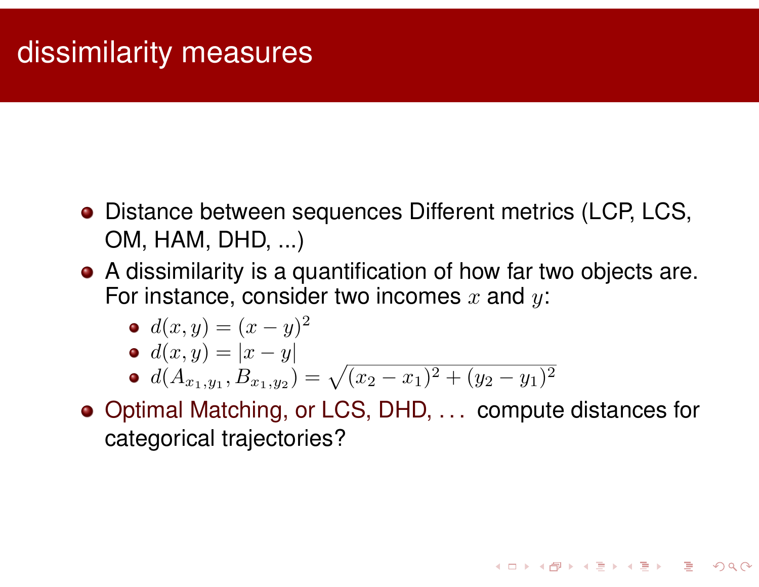# dissimilarity measures

- Distance between sequences Different metrics (LCP, LCS, OM, HAM, DHD, ...)
- A dissimilarity is a quantification of how far two objects are. For instance, consider two incomes $x$ and $y$:
  - $d(x, y) = (x - y)^2$
  - $d(x, y) = |x - y|$
  - $d(A_{x_1,y_1}, B_{x_1,y_2}) = \sqrt{(x_2 - x_1)^2 + (y_2 - y_1)^2}$
- Optimal Matching, or LCS, DHD, ... compute distances for categorical trajectories?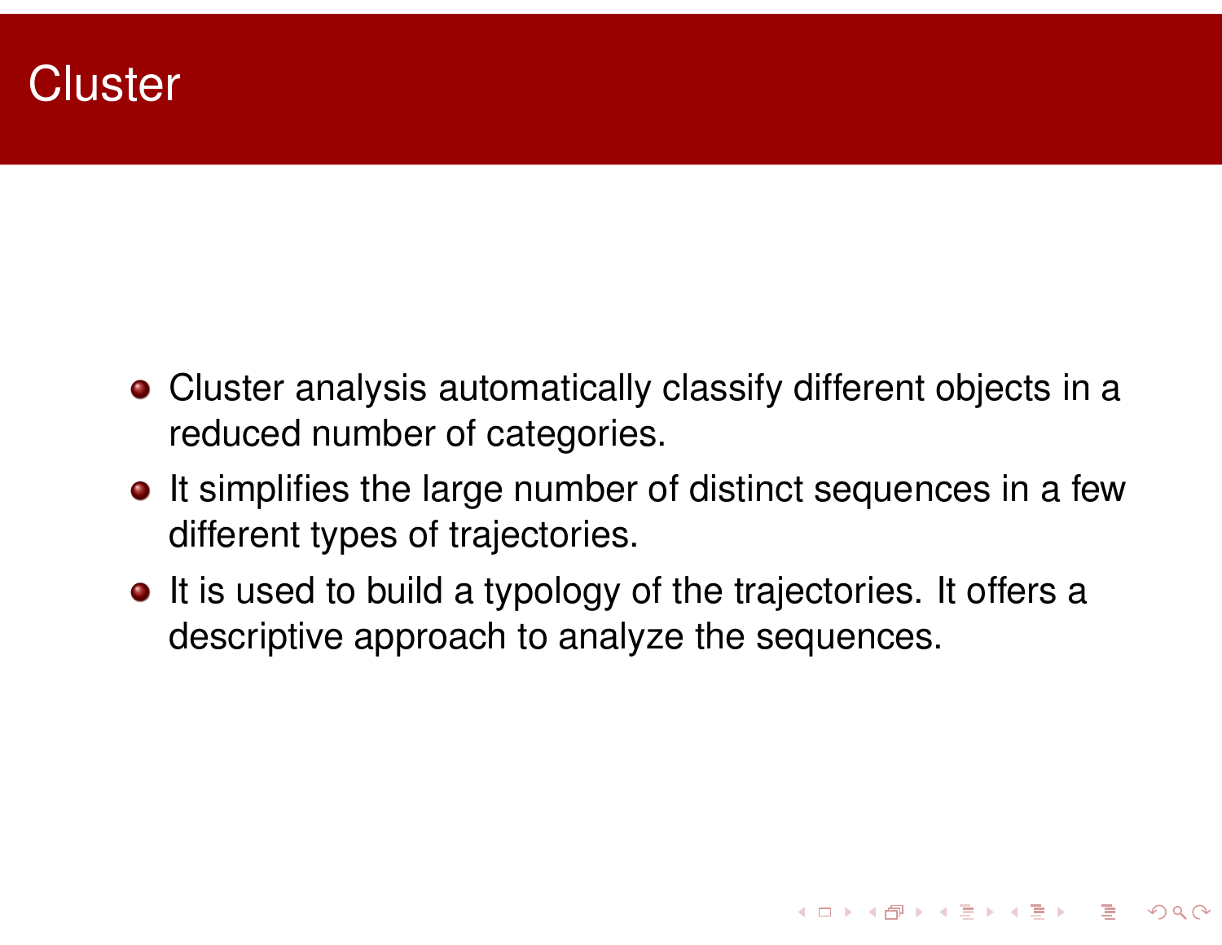# Cluster

- Cluster analysis automatically classify different objects in a reduced number of categories.
- It simplifies the large number of distinct sequences in a few different types of trajectories.
- It is used to build a typology of the trajectories. It offers a descriptive approach to analyze the sequences.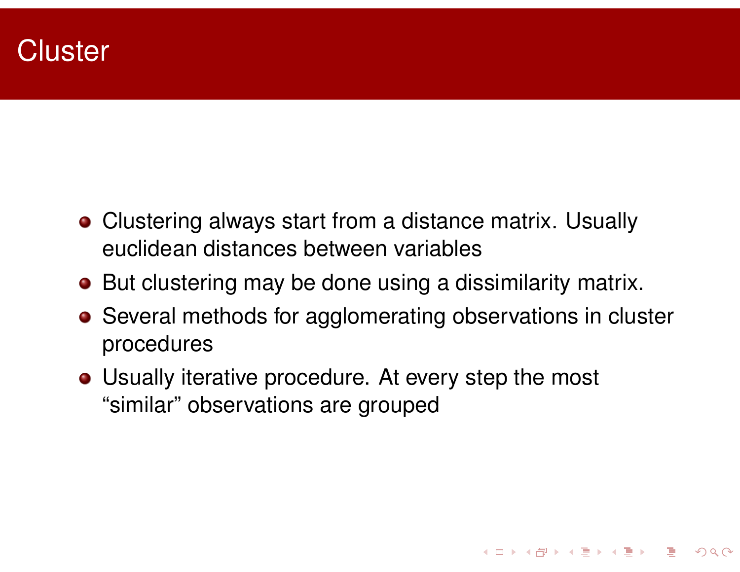# Cluster

- Clustering always start from a distance matrix. Usually euclidean distances between variables
- But clustering may be done using a dissimilarity matrix.
- Several methods for agglomerating observations in cluster procedures
- Usually iterative procedure. At every step the most “similar” observations are grouped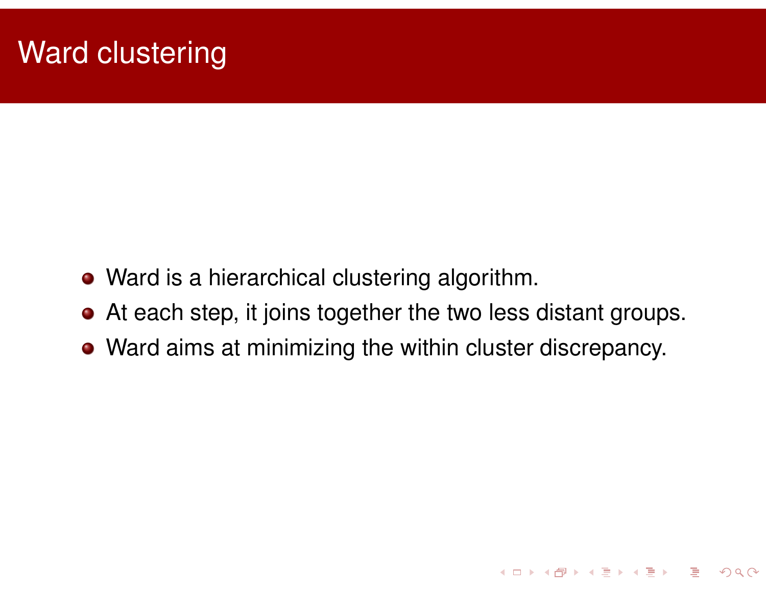# Ward clustering

- Ward is a hierarchical clustering algorithm.
- At each step, it joins together the two less distant groups.
- Ward aims at minimizing the within cluster discrepancy.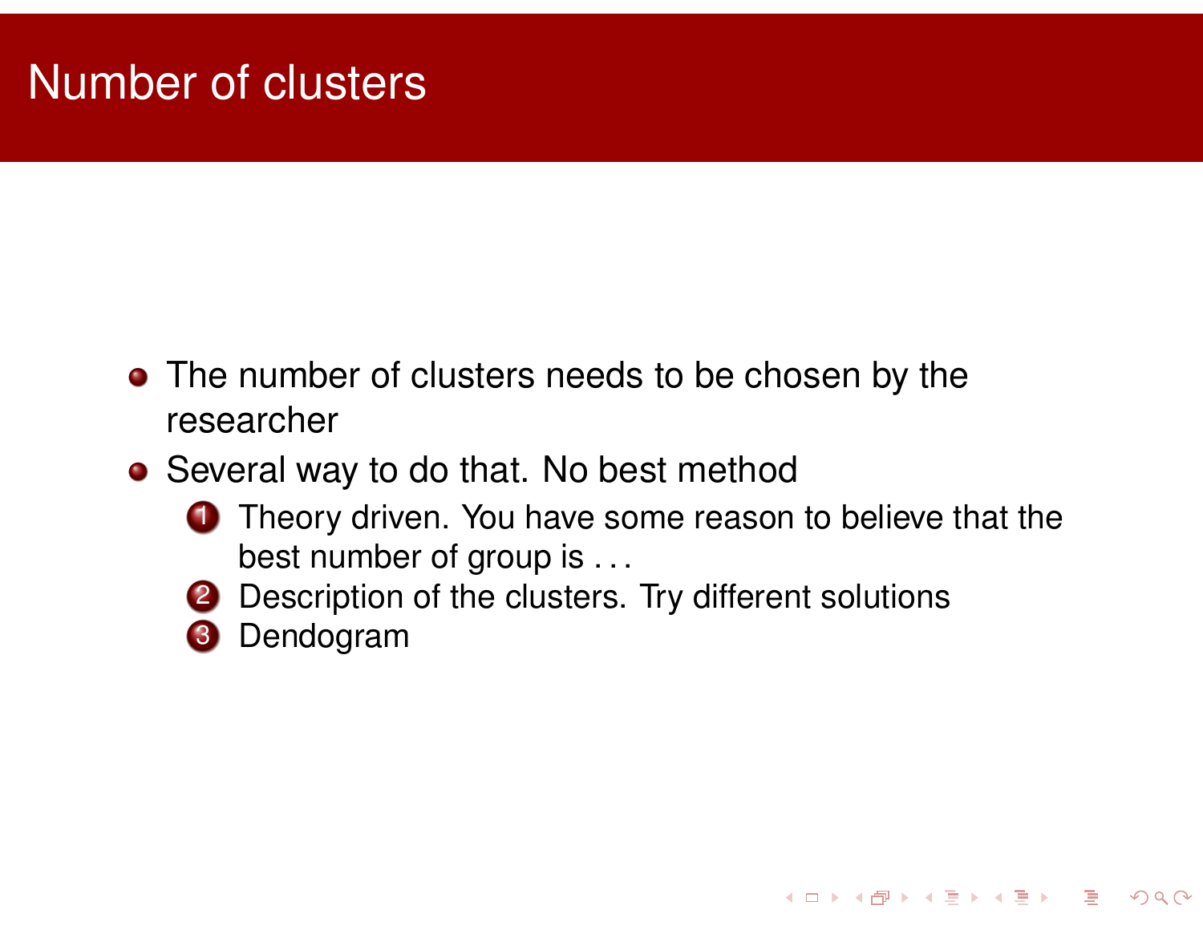# Number of clusters

- The number of clusters needs to be chosen by the researcher
- Several way to do that. No best method
  1. Theory driven. You have some reason to believe that the best number of group is . . .
  2. Description of the clusters. Try different solutions
  3. Dendogram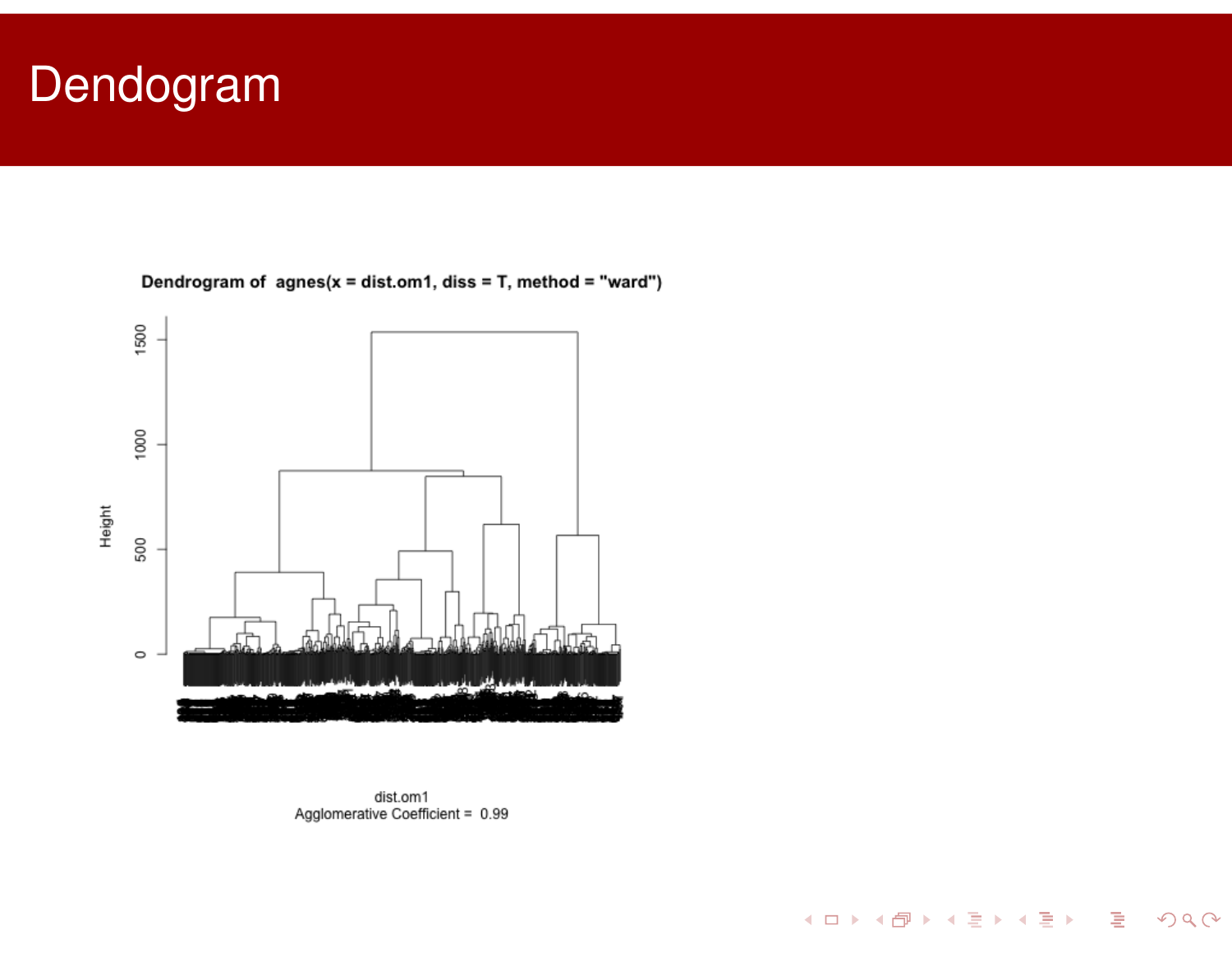# Dendogram

Dendrogram of agnes(x = dist.om1, diss = T, method = "ward")

dist.om1
Agglomerative Coefficient = 0.99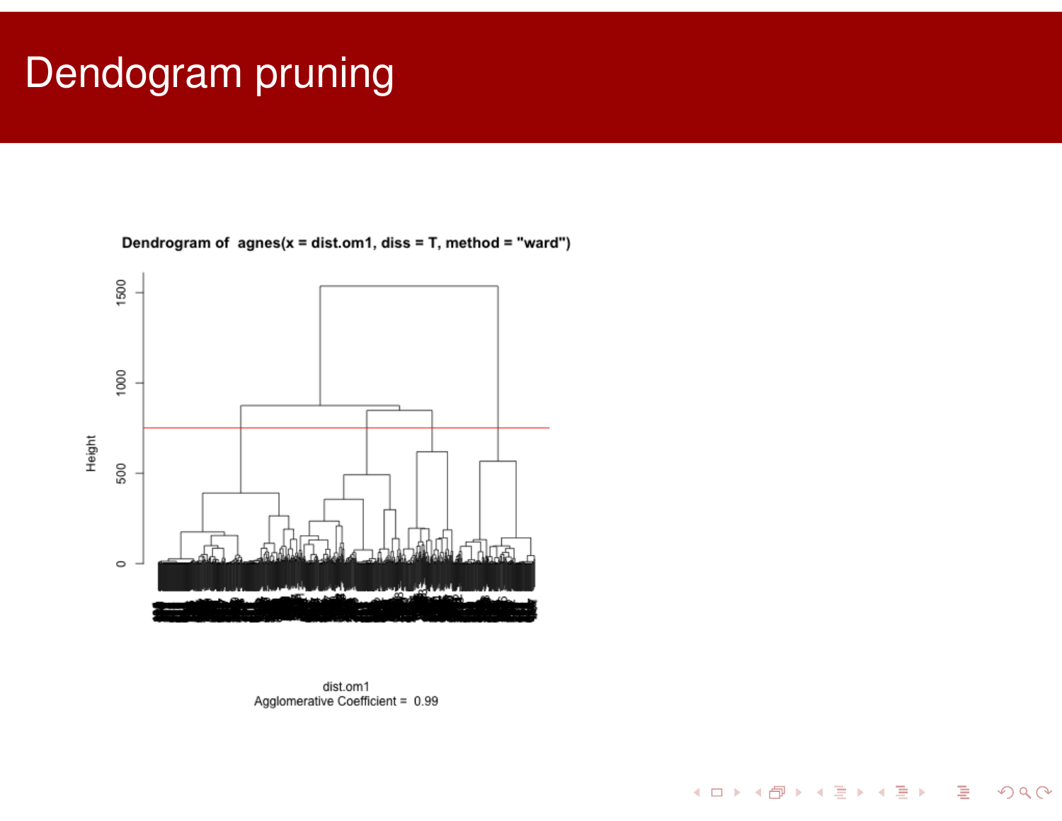# Dendogram pruning

Dendrogram of agnes(x = dist.om1, diss = T, method = "ward")

Height

dist.om1
Agglomerative Coefficient = 0.99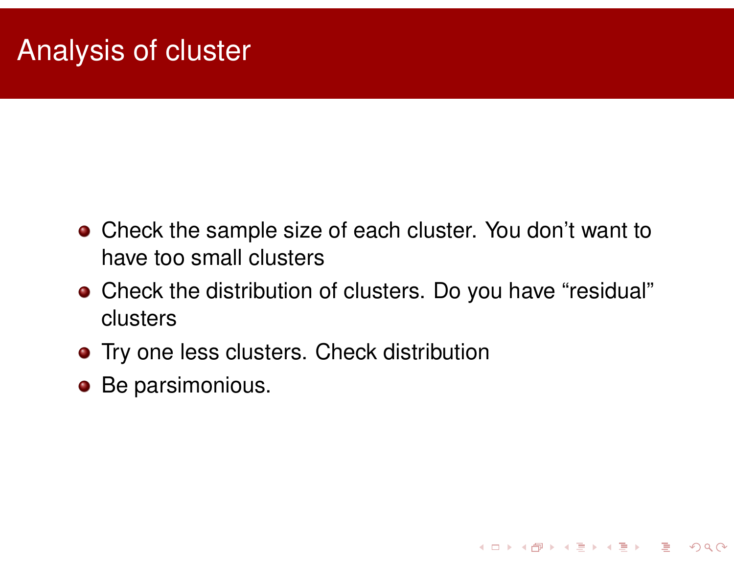# Analysis of cluster

- Check the sample size of each cluster. You don't want to have too small clusters
- Check the distribution of clusters. Do you have "residual" clusters
- Try one less clusters. Check distribution
- Be parsimonious.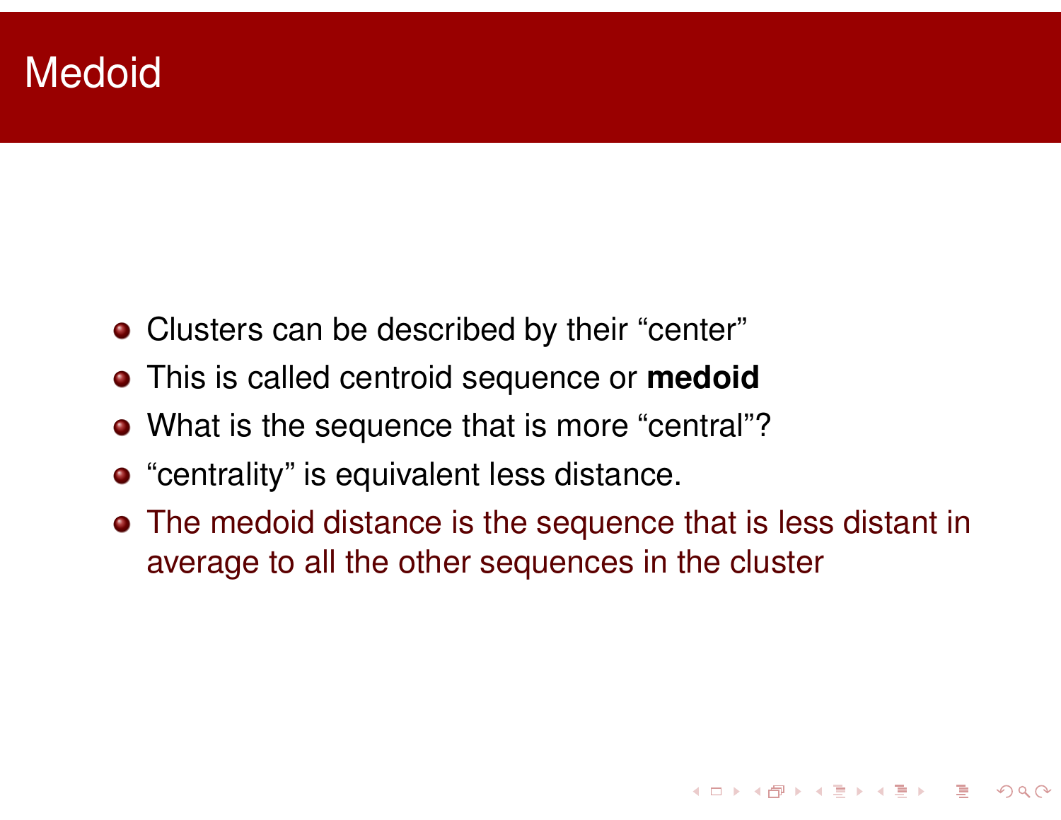# Medoid

- Clusters can be described by their “center”
- This is called centroid sequence or **medoid**
- What is the sequence that is more “central”?
- “centrality” is equivalent less distance.
- The medoid distance is the sequence that is less distant in average to all the other sequences in the cluster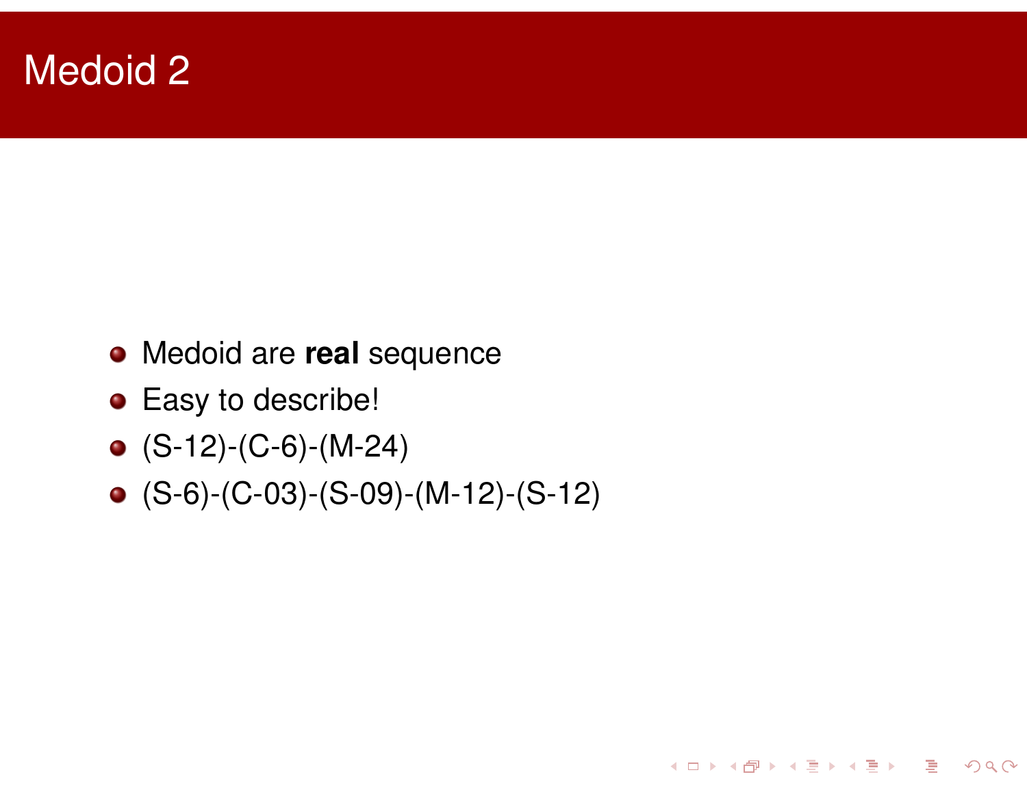# Medoid 2

- Medoid are **real** sequence
- Easy to describe!
- (S-12)-(C-6)-(M-24)
- (S-6)-(C-03)-(S-09)-(M-12)-(S-12)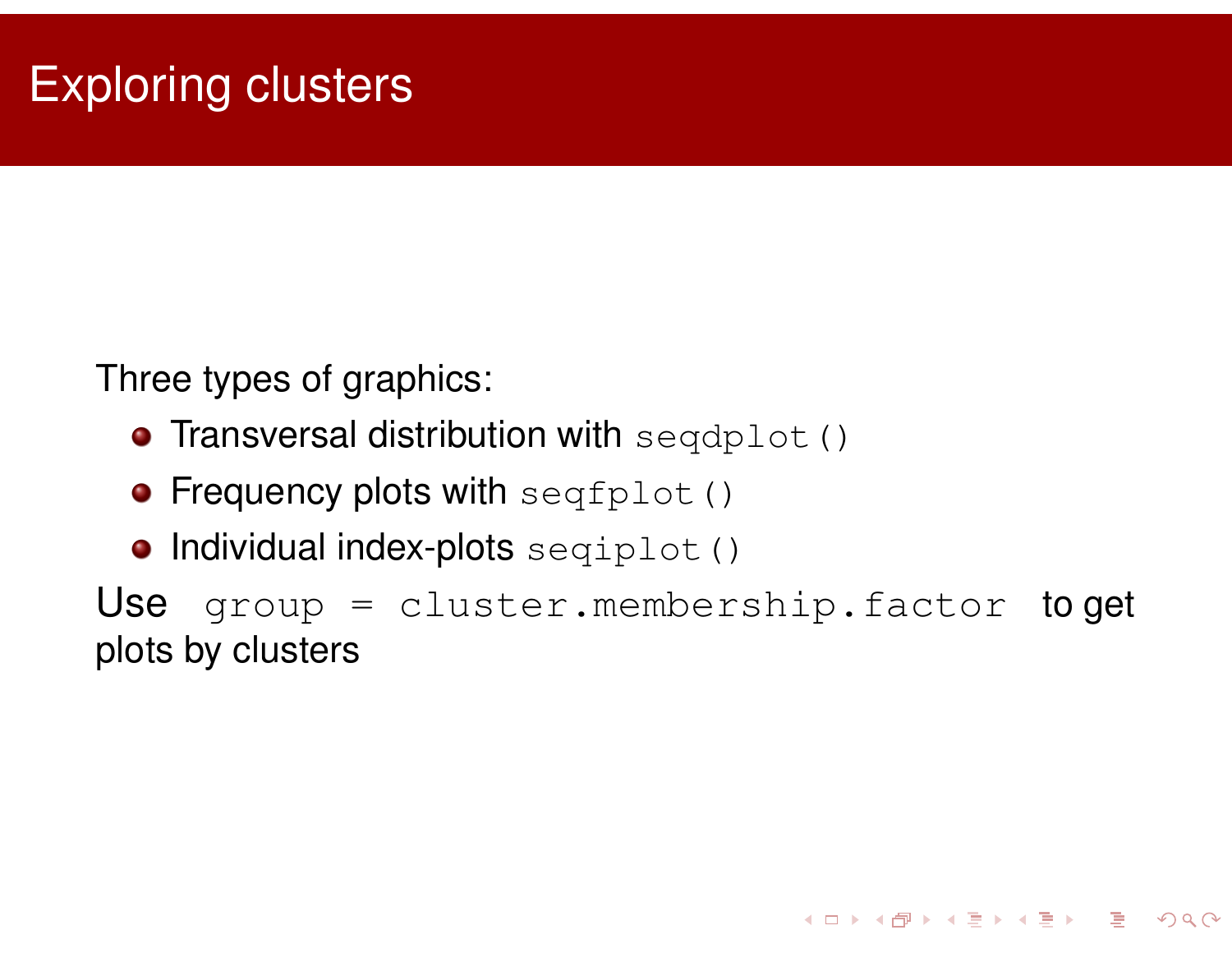# Exploring clusters

Three types of graphics:

- Transversal distribution with `seqdplot()`
- Frequency plots with `seqfplot()`
- Individual index-plots `seqiplot()`

Use `group = cluster.membership.factor` to get plots by clusters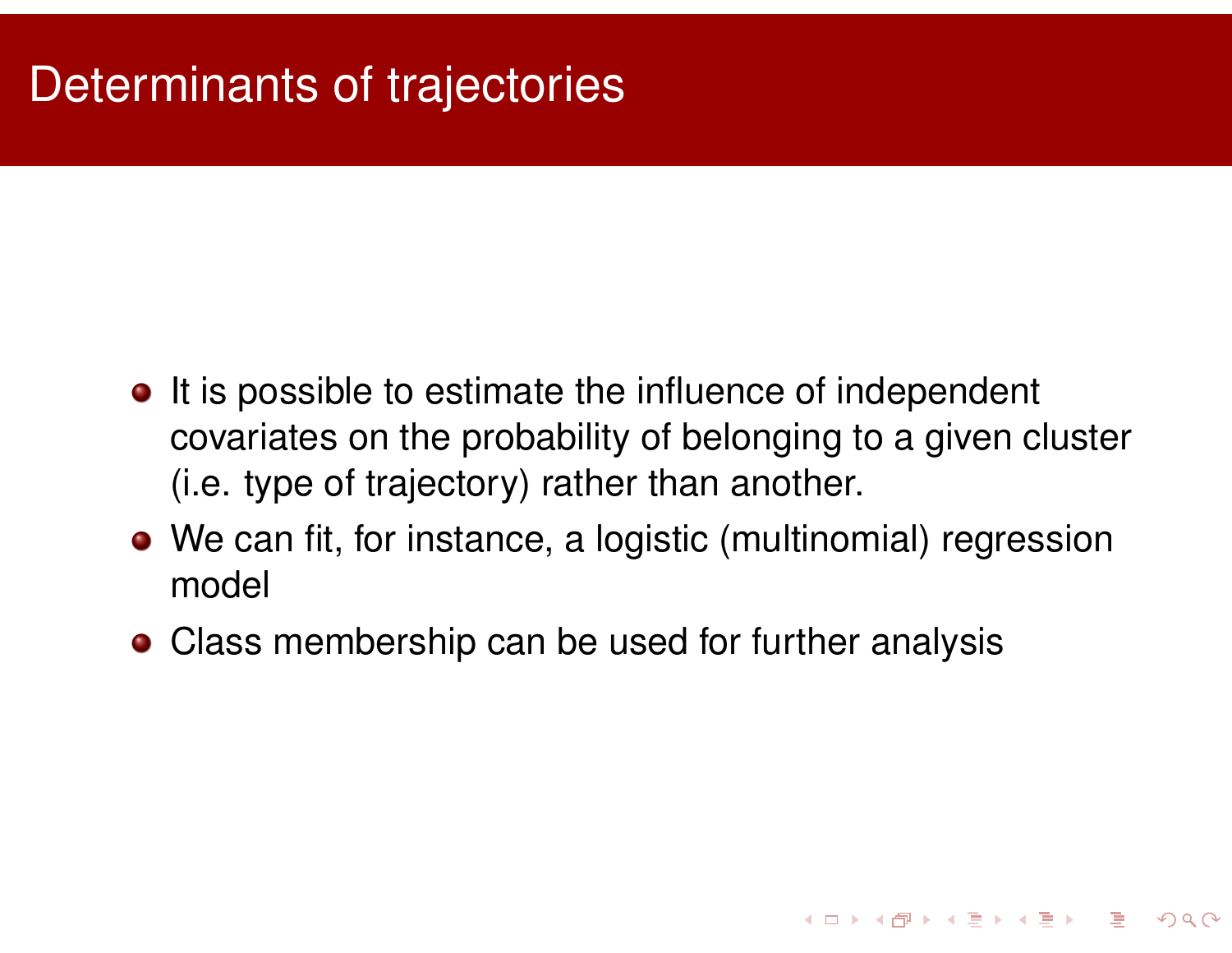# Determinants of trajectories

- It is possible to estimate the influence of independent covariates on the probability of belonging to a given cluster (i.e. type of trajectory) rather than another.
- We can fit, for instance, a logistic (multinomial) regression model
- Class membership can be used for further analysis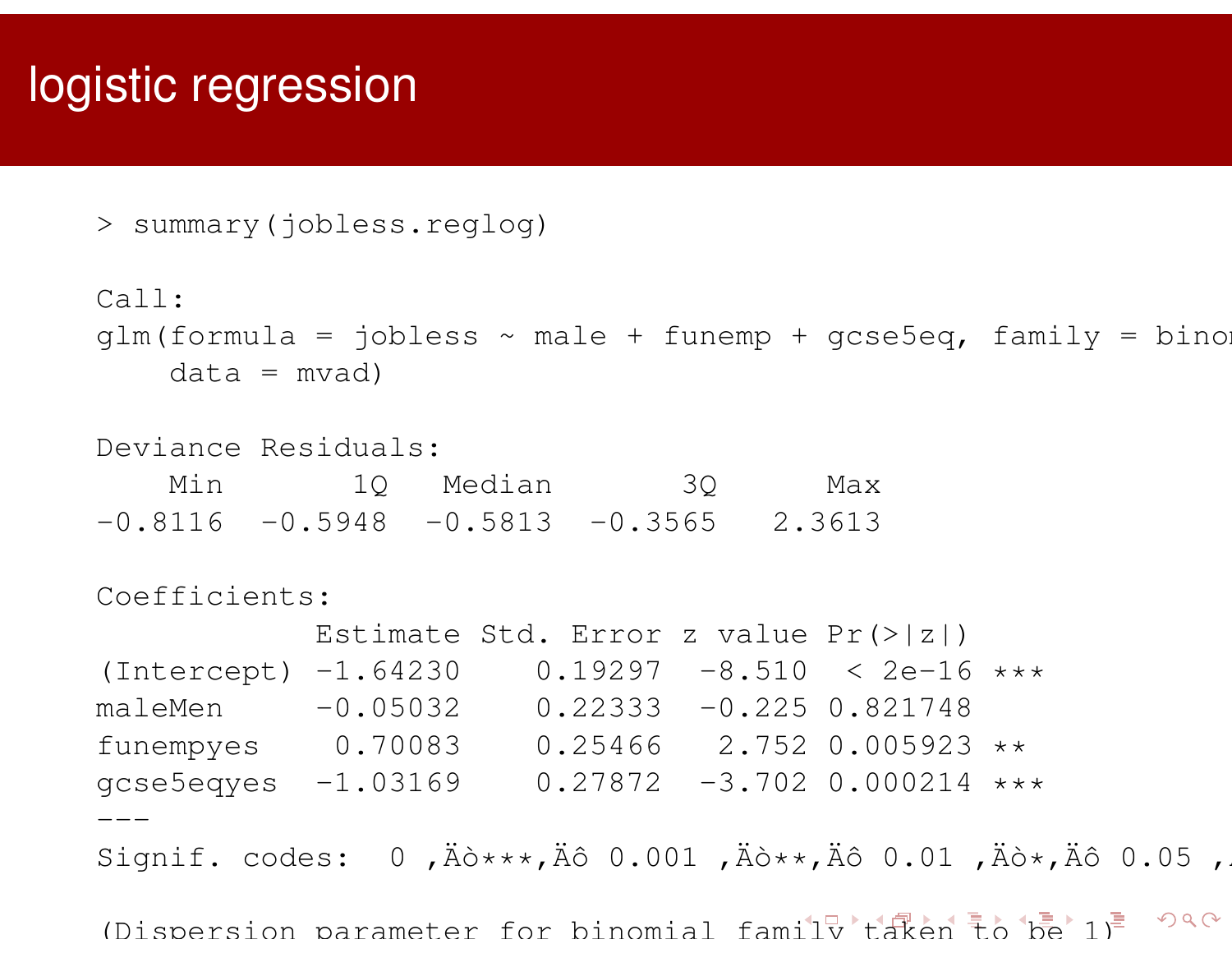# logistic regression

```
> summary(jobless.reglog)

Call:
glm(formula = jobless ~ male + funemp + gcse5eq, family = binor
    data = mvad)

Deviance Residuals:
    Min       1Q   Median       3Q      Max
-0.8116  -0.5948  -0.5813  -0.3565   2.3613

Coefficients:
            Estimate Std. Error z value Pr(>|z|)
(Intercept) -1.64230    0.19297  -8.510  < 2e-16 ***
maleMen     -0.05032    0.22333  -0.225 0.821748
funempyes    0.70083    0.25466   2.752 0.005923 **
gcse5eqyes  -1.03169    0.27872  -3.702 0.000214 ***
---
Signif. codes:  0 ‚Äò***‚Äô 0.001 ‚Äò**‚Äô 0.01 ‚Äò*‚Äô 0.05 ‚

(Dispersion parameter for binomial family taken to be 1)
```